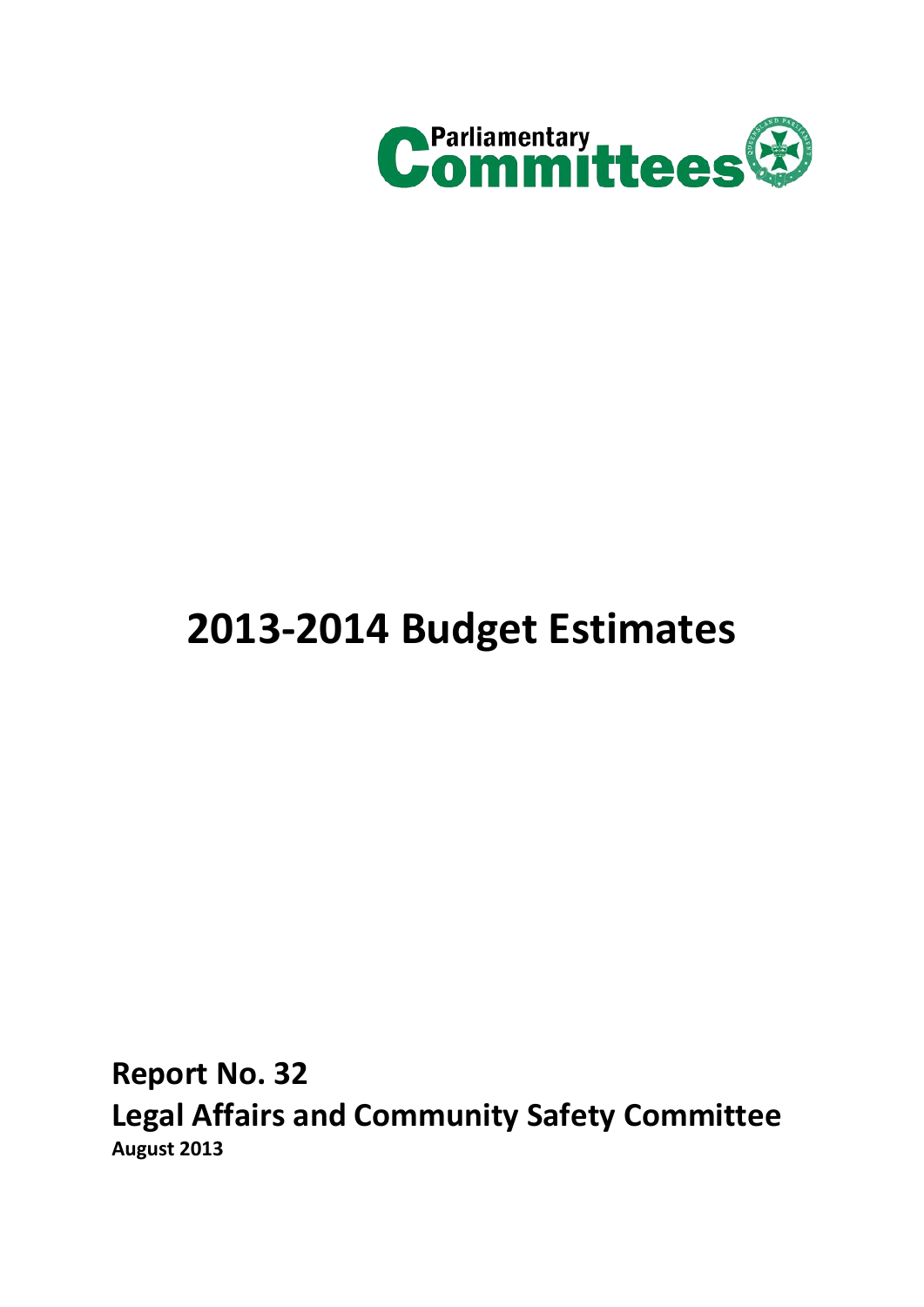Parliamentary Committees

# 2013-2014 Budget Estimates

**Report No. 32**

**Legal Affairs and Community Safety Committee**

**August 2013**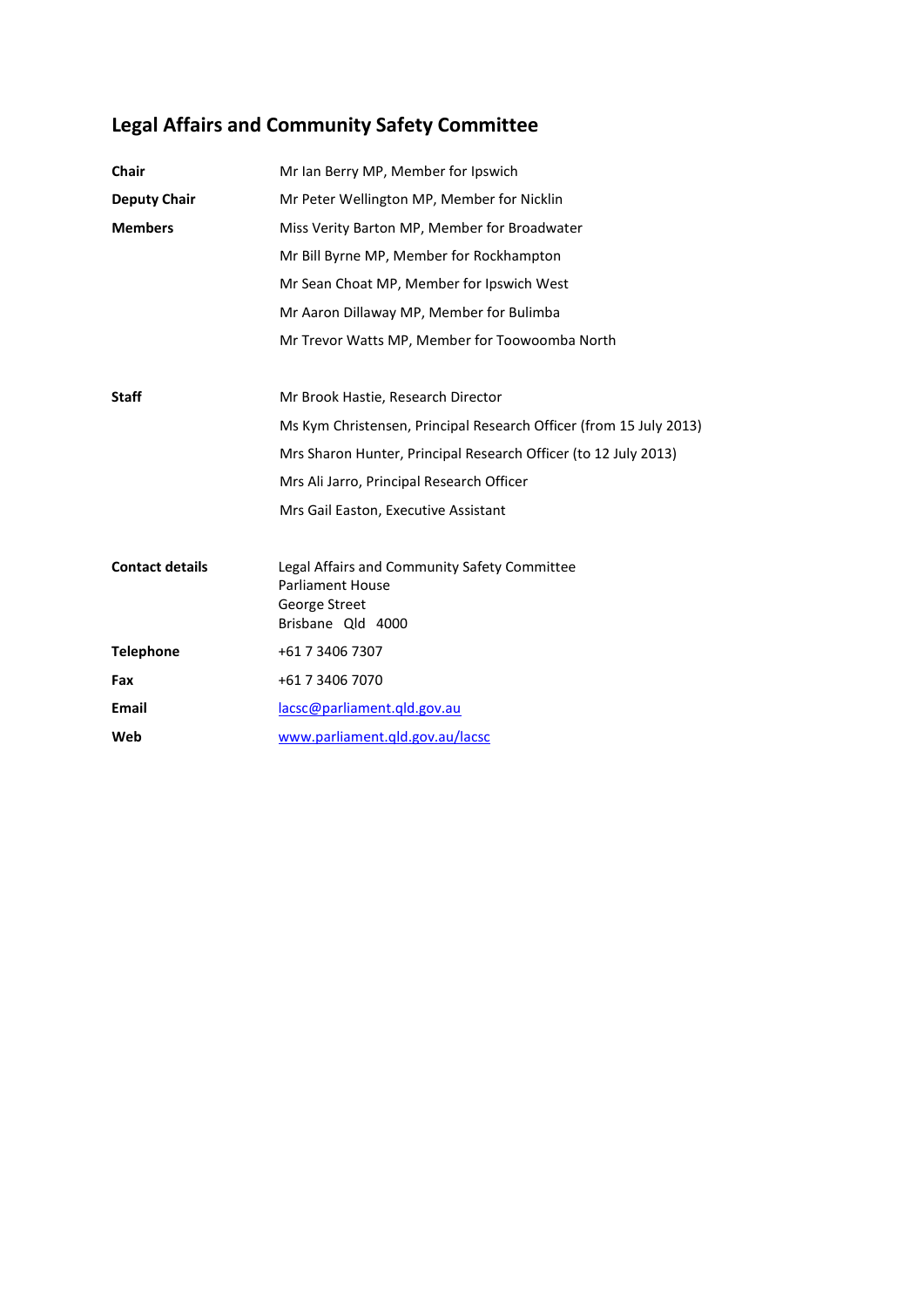## Legal Affairs and Community Safety Committee

| | |
|---|---|
| **Chair** | Mr Ian Berry MP, Member for Ipswich |
| **Deputy Chair** | Mr Peter Wellington MP, Member for Nicklin |
| **Members** | Miss Verity Barton MP, Member for Broadwater |
| | Mr Bill Byrne MP, Member for Rockhampton |
| | Mr Sean Choat MP, Member for Ipswich West |
| | Mr Aaron Dillaway MP, Member for Bulimba |
| | Mr Trevor Watts MP, Member for Toowoomba North |
| | |
| **Staff** | Mr Brook Hastie, Research Director |
| | Ms Kym Christensen, Principal Research Officer (from 15 July 2013) |
| | Mrs Sharon Hunter, Principal Research Officer (to 12 July 2013) |
| | Mrs Ali Jarro, Principal Research Officer |
| | Mrs Gail Easton, Executive Assistant |
| | |
| **Contact details** | Legal Affairs and Community Safety Committee<br>Parliament House<br>George Street<br>Brisbane Qld 4000 |
| **Telephone** | +61 7 3406 7307 |
| **Fax** | +61 7 3406 7070 |
| **Email** | lacsc@parliament.qld.gov.au |
| **Web** | www.parliament.qld.gov.au/lacsc |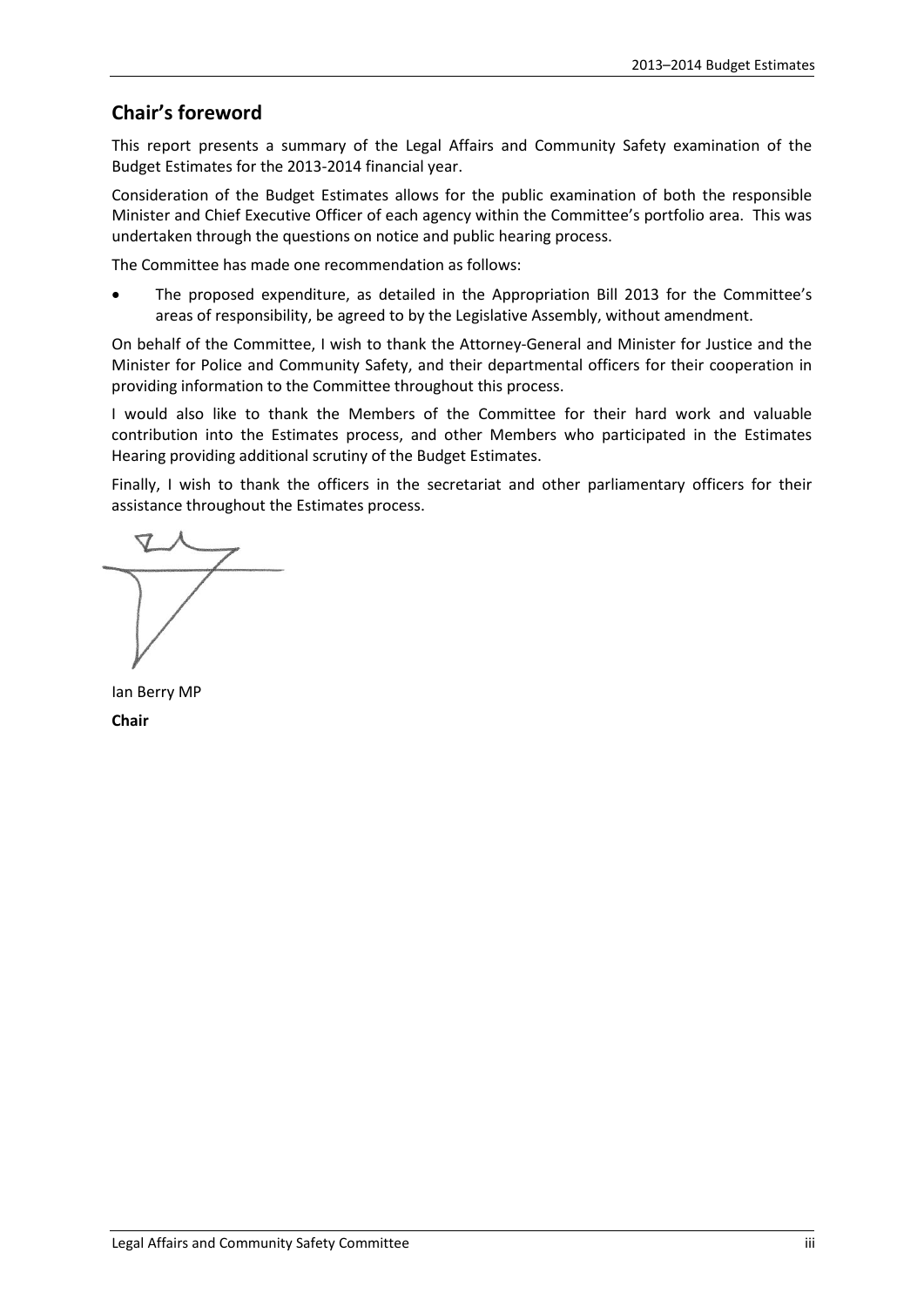## Chair's foreword

This report presents a summary of the Legal Affairs and Community Safety examination of the Budget Estimates for the 2013-2014 financial year.

Consideration of the Budget Estimates allows for the public examination of both the responsible Minister and Chief Executive Officer of each agency within the Committee's portfolio area. This was undertaken through the questions on notice and public hearing process.

The Committee has made one recommendation as follows:

- The proposed expenditure, as detailed in the Appropriation Bill 2013 for the Committee's areas of responsibility, be agreed to by the Legislative Assembly, without amendment.

On behalf of the Committee, I wish to thank the Attorney-General and Minister for Justice and the Minister for Police and Community Safety, and their departmental officers for their cooperation in providing information to the Committee throughout this process.

I would also like to thank the Members of the Committee for their hard work and valuable contribution into the Estimates process, and other Members who participated in the Estimates Hearing providing additional scrutiny of the Budget Estimates.

Finally, I wish to thank the officers in the secretariat and other parliamentary officers for their assistance throughout the Estimates process.

Ian Berry MP

**Chair**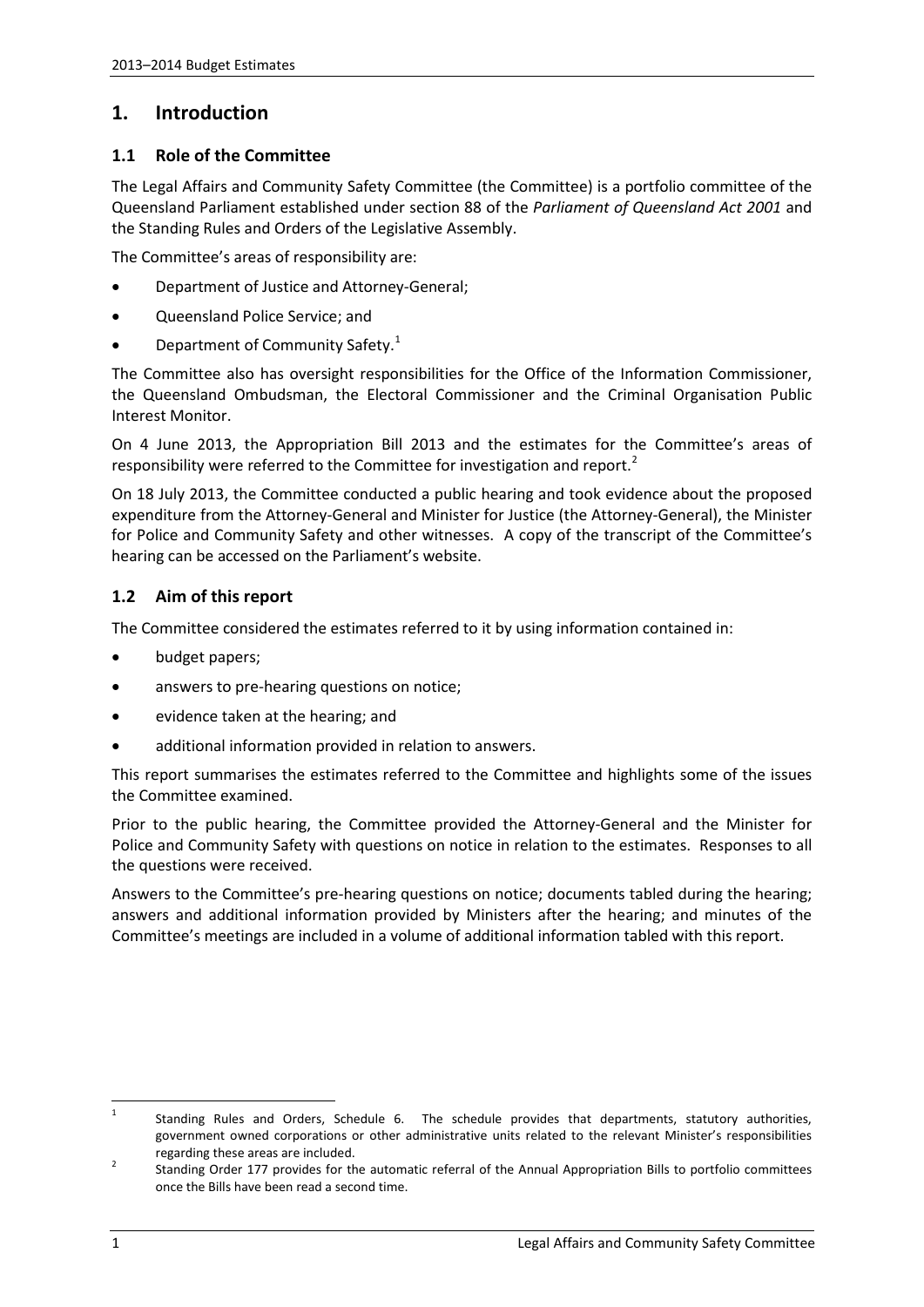# 1. Introduction

## 1.1 Role of the Committee

The Legal Affairs and Community Safety Committee (the Committee) is a portfolio committee of the Queensland Parliament established under section 88 of the *Parliament of Queensland Act 2001* and the Standing Rules and Orders of the Legislative Assembly.

The Committee's areas of responsibility are:

- Department of Justice and Attorney-General;
- Queensland Police Service; and
- Department of Community Safety.[1]

The Committee also has oversight responsibilities for the Office of the Information Commissioner, the Queensland Ombudsman, the Electoral Commissioner and the Criminal Organisation Public Interest Monitor.

On 4 June 2013, the Appropriation Bill 2013 and the estimates for the Committee's areas of responsibility were referred to the Committee for investigation and report.[2]

On 18 July 2013, the Committee conducted a public hearing and took evidence about the proposed expenditure from the Attorney-General and Minister for Justice (the Attorney-General), the Minister for Police and Community Safety and other witnesses. A copy of the transcript of the Committee's hearing can be accessed on the Parliament's website.

## 1.2 Aim of this report

The Committee considered the estimates referred to it by using information contained in:

- budget papers;
- answers to pre-hearing questions on notice;
- evidence taken at the hearing; and
- additional information provided in relation to answers.

This report summarises the estimates referred to the Committee and highlights some of the issues the Committee examined.

Prior to the public hearing, the Committee provided the Attorney-General and the Minister for Police and Community Safety with questions on notice in relation to the estimates. Responses to all the questions were received.

Answers to the Committee's pre-hearing questions on notice; documents tabled during the hearing; answers and additional information provided by Ministers after the hearing; and minutes of the Committee's meetings are included in a volume of additional information tabled with this report.

---

[1] Standing Rules and Orders, Schedule 6. The schedule provides that departments, statutory authorities, government owned corporations or other administrative units related to the relevant Minister's responsibilities regarding these areas are included.

[2] Standing Order 177 provides for the automatic referral of the Annual Appropriation Bills to portfolio committees once the Bills have been read a second time.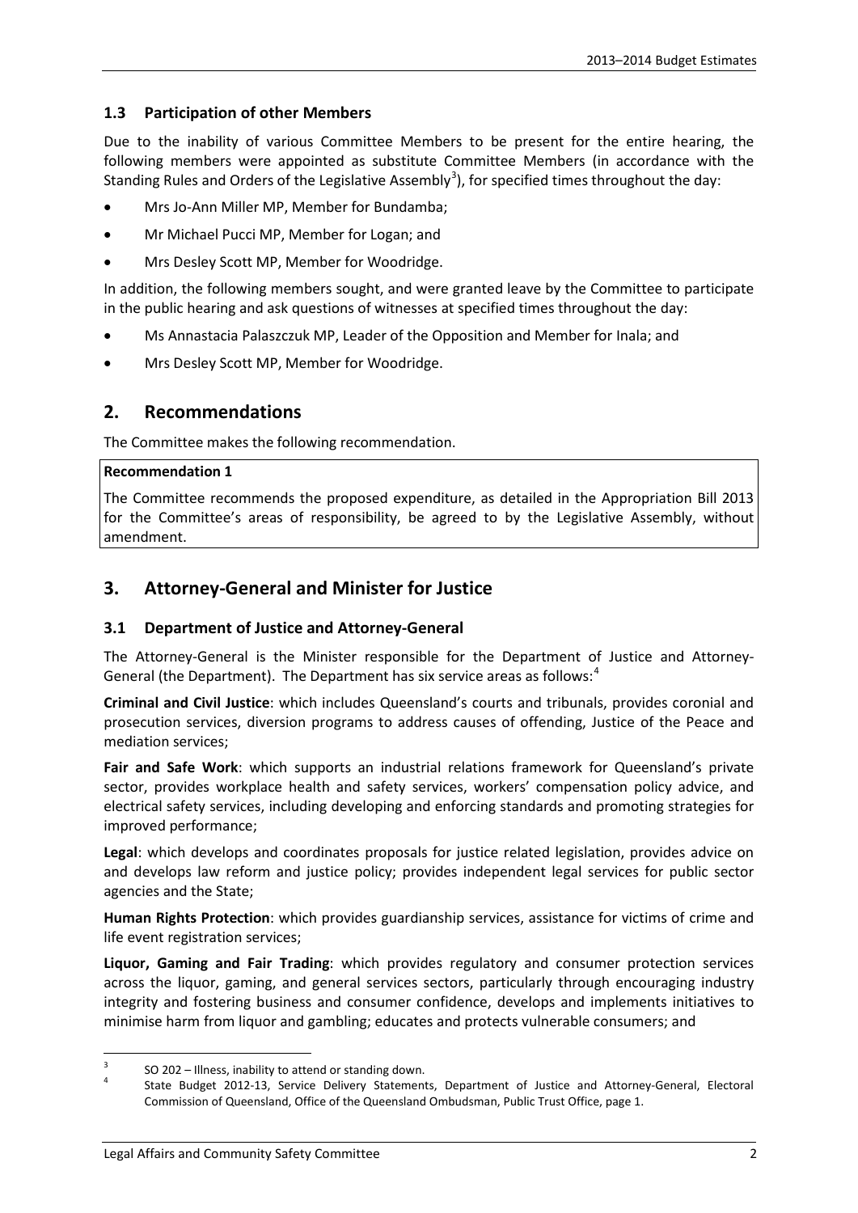### 1.3 Participation of other Members

Due to the inability of various Committee Members to be present for the entire hearing, the following members were appointed as substitute Committee Members (in accordance with the Standing Rules and Orders of the Legislative Assembly[3]), for specified times throughout the day:

- Mrs Jo-Ann Miller MP, Member for Bundamba;
- Mr Michael Pucci MP, Member for Logan; and
- Mrs Desley Scott MP, Member for Woodridge.

In addition, the following members sought, and were granted leave by the Committee to participate in the public hearing and ask questions of witnesses at specified times throughout the day:

- Ms Annastacia Palaszczuk MP, Leader of the Opposition and Member for Inala; and
- Mrs Desley Scott MP, Member for Woodridge.

## 2. Recommendations

The Committee makes the following recommendation.

**Recommendation 1**

The Committee recommends the proposed expenditure, as detailed in the Appropriation Bill 2013 for the Committee's areas of responsibility, be agreed to by the Legislative Assembly, without amendment.

## 3. Attorney-General and Minister for Justice

### 3.1 Department of Justice and Attorney-General

The Attorney-General is the Minister responsible for the Department of Justice and Attorney-General (the Department). The Department has six service areas as follows:[4]

**Criminal and Civil Justice**: which includes Queensland's courts and tribunals, provides coronial and prosecution services, diversion programs to address causes of offending, Justice of the Peace and mediation services;

**Fair and Safe Work**: which supports an industrial relations framework for Queensland's private sector, provides workplace health and safety services, workers' compensation policy advice, and electrical safety services, including developing and enforcing standards and promoting strategies for improved performance;

**Legal**: which develops and coordinates proposals for justice related legislation, provides advice on and develops law reform and justice policy; provides independent legal services for public sector agencies and the State;

**Human Rights Protection**: which provides guardianship services, assistance for victims of crime and life event registration services;

**Liquor, Gaming and Fair Trading**: which provides regulatory and consumer protection services across the liquor, gaming, and general services sectors, particularly through encouraging industry integrity and fostering business and consumer confidence, develops and implements initiatives to minimise harm from liquor and gambling; educates and protects vulnerable consumers; and

---

[3] SO 202 – Illness, inability to attend or standing down.

[4] State Budget 2012-13, Service Delivery Statements, Department of Justice and Attorney-General, Electoral Commission of Queensland, Office of the Queensland Ombudsman, Public Trust Office, page 1.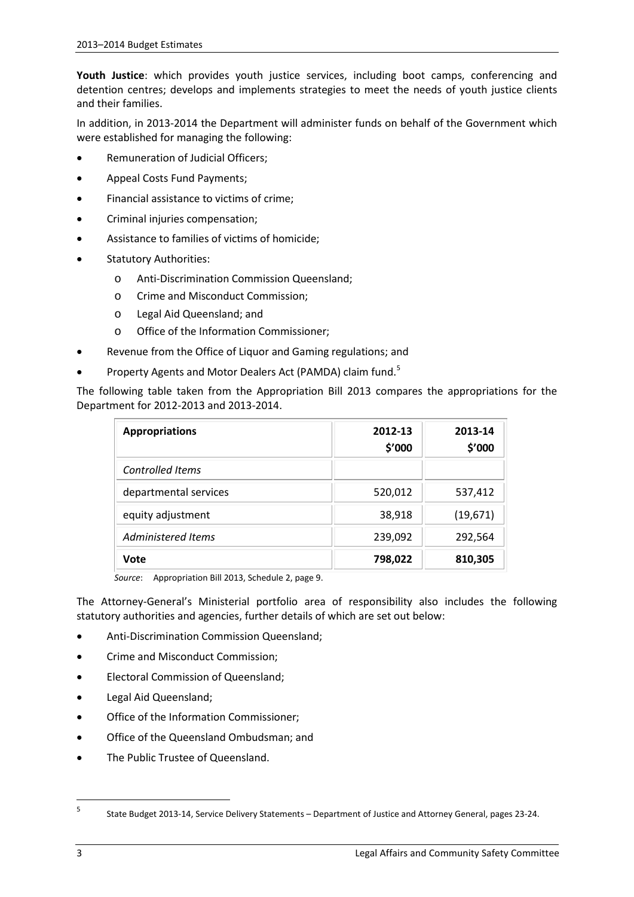**Youth Justice**: which provides youth justice services, including boot camps, conferencing and detention centres; develops and implements strategies to meet the needs of youth justice clients and their families.

In addition, in 2013-2014 the Department will administer funds on behalf of the Government which were established for managing the following:

- Remuneration of Judicial Officers;
- Appeal Costs Fund Payments;
- Financial assistance to victims of crime;
- Criminal injuries compensation;
- Assistance to families of victims of homicide;
- Statutory Authorities:
    - Anti-Discrimination Commission Queensland;
    - Crime and Misconduct Commission;
    - Legal Aid Queensland; and
    - Office of the Information Commissioner;
- Revenue from the Office of Liquor and Gaming regulations; and
- Property Agents and Motor Dealers Act (PAMDA) claim fund.[5]

The following table taken from the Appropriation Bill 2013 compares the appropriations for the Department for 2012-2013 and 2013-2014.

| **Appropriations** | **2012-13 $'000** | **2013-14 $'000** |
|---|---|---|
| *Controlled Items* | | |
| departmental services | 520,012 | 537,412 |
| equity adjustment | 38,918 | (19,671) |
| *Administered Items* | 239,092 | 292,564 |
| **Vote** | **798,022** | **810,305** |

*Source*: Appropriation Bill 2013, Schedule 2, page 9.

The Attorney-General's Ministerial portfolio area of responsibility also includes the following statutory authorities and agencies, further details of which are set out below:

- Anti-Discrimination Commission Queensland;
- Crime and Misconduct Commission;
- Electoral Commission of Queensland;
- Legal Aid Queensland;
- Office of the Information Commissioner;
- Office of the Queensland Ombudsman; and
- The Public Trustee of Queensland.

[5] State Budget 2013-14, Service Delivery Statements – Department of Justice and Attorney General, pages 23-24.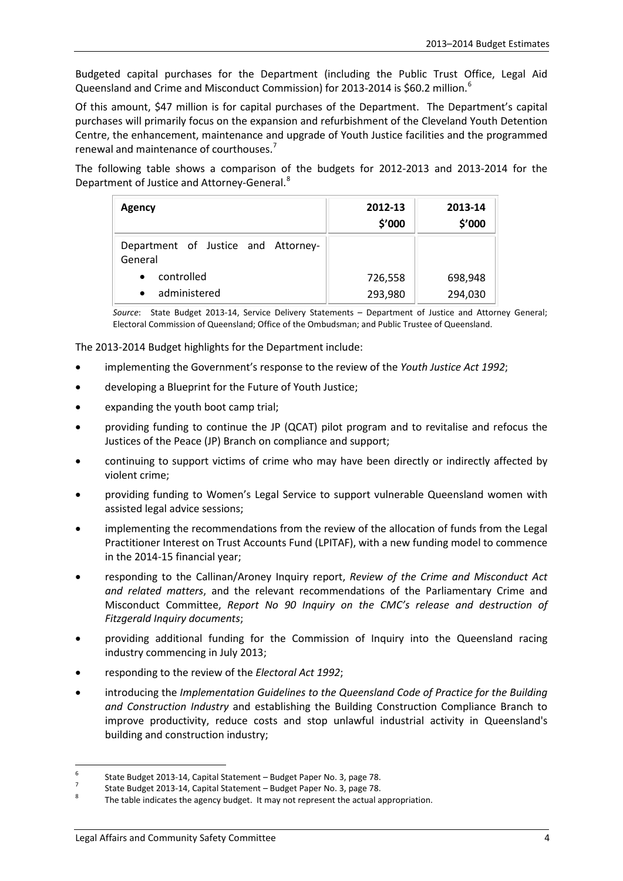Budgeted capital purchases for the Department (including the Public Trust Office, Legal Aid Queensland and Crime and Misconduct Commission) for 2013-2014 is $60.2 million.[6]

Of this amount, $47 million is for capital purchases of the Department. The Department's capital purchases will primarily focus on the expansion and refurbishment of the Cleveland Youth Detention Centre, the enhancement, maintenance and upgrade of Youth Justice facilities and the programmed renewal and maintenance of courthouses.[7]

The following table shows a comparison of the budgets for 2012-2013 and 2013-2014 for the Department of Justice and Attorney-General.[8]

| Agency | 2012-13 $'000 | 2013-14 $'000 |
|---|---|---|
| Department of Justice and Attorney-General | | |
| • controlled | 726,558 | 698,948 |
| • administered | 293,980 | 294,030 |

*Source*: State Budget 2013-14, Service Delivery Statements – Department of Justice and Attorney General; Electoral Commission of Queensland; Office of the Ombudsman; and Public Trustee of Queensland.

The 2013-2014 Budget highlights for the Department include:

- implementing the Government's response to the review of the *Youth Justice Act 1992*;
- developing a Blueprint for the Future of Youth Justice;
- expanding the youth boot camp trial;
- providing funding to continue the JP (QCAT) pilot program and to revitalise and refocus the Justices of the Peace (JP) Branch on compliance and support;
- continuing to support victims of crime who may have been directly or indirectly affected by violent crime;
- providing funding to Women's Legal Service to support vulnerable Queensland women with assisted legal advice sessions;
- implementing the recommendations from the review of the allocation of funds from the Legal Practitioner Interest on Trust Accounts Fund (LPITAF), with a new funding model to commence in the 2014-15 financial year;
- responding to the Callinan/Aroney Inquiry report, *Review of the Crime and Misconduct Act and related matters*, and the relevant recommendations of the Parliamentary Crime and Misconduct Committee, *Report No 90 Inquiry on the CMC's release and destruction of Fitzgerald Inquiry documents*;
- providing additional funding for the Commission of Inquiry into the Queensland racing industry commencing in July 2013;
- responding to the review of the *Electoral Act 1992*;
- introducing the *Implementation Guidelines to the Queensland Code of Practice for the Building and Construction Industry* and establishing the Building Construction Compliance Branch to improve productivity, reduce costs and stop unlawful industrial activity in Queensland's building and construction industry;

---

[6] State Budget 2013-14, Capital Statement – Budget Paper No. 3, page 78.

[7] State Budget 2013-14, Capital Statement – Budget Paper No. 3, page 78.

[8] The table indicates the agency budget. It may not represent the actual appropriation.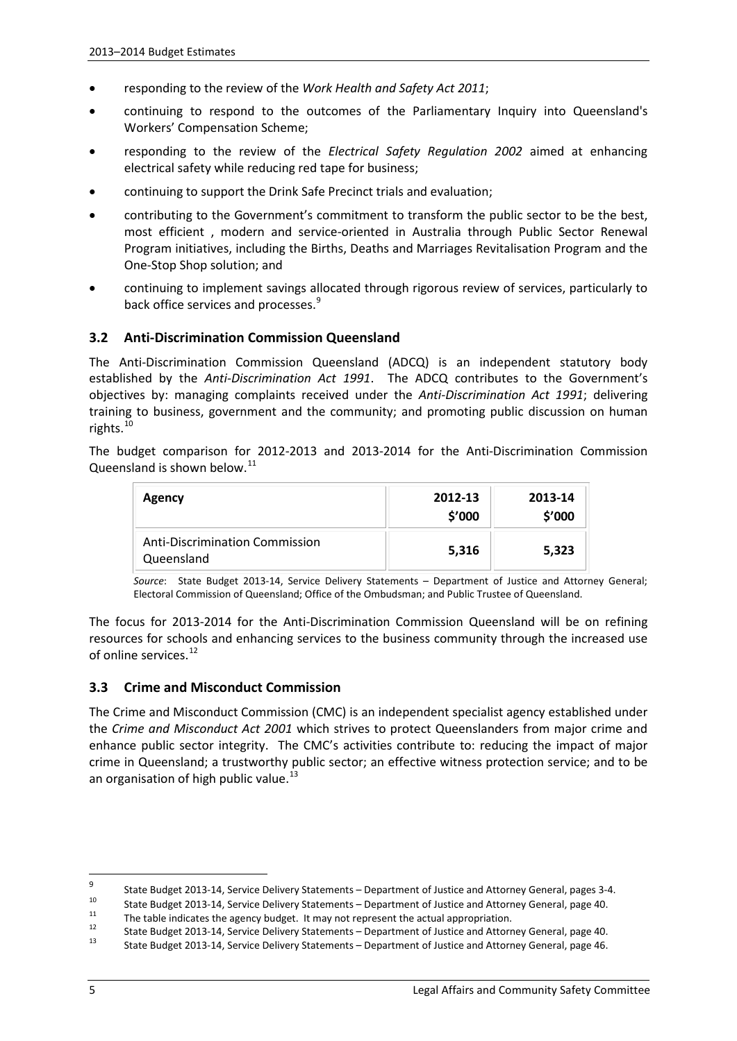- responding to the review of the *Work Health and Safety Act 2011*;
- continuing to respond to the outcomes of the Parliamentary Inquiry into Queensland's Workers' Compensation Scheme;
- responding to the review of the *Electrical Safety Regulation 2002* aimed at enhancing electrical safety while reducing red tape for business;
- continuing to support the Drink Safe Precinct trials and evaluation;
- contributing to the Government's commitment to transform the public sector to be the best, most efficient , modern and service-oriented in Australia through Public Sector Renewal Program initiatives, including the Births, Deaths and Marriages Revitalisation Program and the One-Stop Shop solution; and
- continuing to implement savings allocated through rigorous review of services, particularly to back office services and processes.[9]

### 3.2 Anti-Discrimination Commission Queensland

The Anti-Discrimination Commission Queensland (ADCQ) is an independent statutory body established by the *Anti-Discrimination Act 1991*. The ADCQ contributes to the Government's objectives by: managing complaints received under the *Anti-Discrimination Act 1991*; delivering training to business, government and the community; and promoting public discussion on human rights.[10]

The budget comparison for 2012-2013 and 2013-2014 for the Anti-Discrimination Commission Queensland is shown below.[11]

| Agency | 2012-13 $'000 | 2013-14 $'000 |
|---|---|---|
| Anti-Discrimination Commission Queensland | **5,316** | **5,323** |

*Source*: State Budget 2013-14, Service Delivery Statements – Department of Justice and Attorney General; Electoral Commission of Queensland; Office of the Ombudsman; and Public Trustee of Queensland.

The focus for 2013-2014 for the Anti-Discrimination Commission Queensland will be on refining resources for schools and enhancing services to the business community through the increased use of online services.[12]

### 3.3 Crime and Misconduct Commission

The Crime and Misconduct Commission (CMC) is an independent specialist agency established under the *Crime and Misconduct Act 2001* which strives to protect Queenslanders from major crime and enhance public sector integrity. The CMC's activities contribute to: reducing the impact of major crime in Queensland; a trustworthy public sector; an effective witness protection service; and to be an organisation of high public value.[13]

---

[9] State Budget 2013-14, Service Delivery Statements – Department of Justice and Attorney General, pages 3-4.

[10] State Budget 2013-14, Service Delivery Statements – Department of Justice and Attorney General, page 40.

[11] The table indicates the agency budget. It may not represent the actual appropriation.

[12] State Budget 2013-14, Service Delivery Statements – Department of Justice and Attorney General, page 40.

[13] State Budget 2013-14, Service Delivery Statements – Department of Justice and Attorney General, page 46.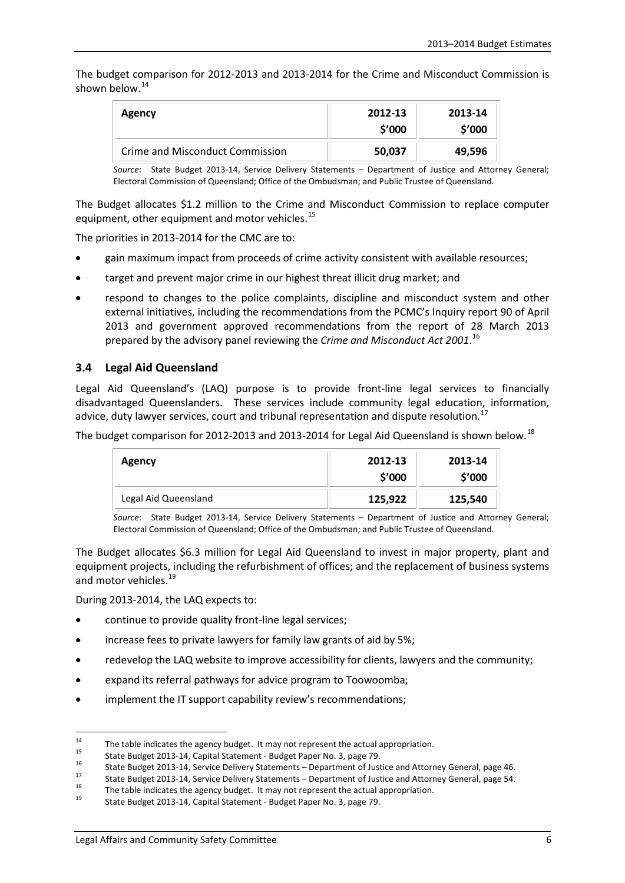The budget comparison for 2012-2013 and 2013-2014 for the Crime and Misconduct Commission is shown below.[14]

| Agency | 2012-13 $'000 | 2013-14 $'000 |
|---|---|---|
| Crime and Misconduct Commission | **50,037** | **49,596** |

*Source*: State Budget 2013-14, Service Delivery Statements – Department of Justice and Attorney General; Electoral Commission of Queensland; Office of the Ombudsman; and Public Trustee of Queensland.

The Budget allocates $1.2 million to the Crime and Misconduct Commission to replace computer equipment, other equipment and motor vehicles.[15]

The priorities in 2013-2014 for the CMC are to:

- gain maximum impact from proceeds of crime activity consistent with available resources;
- target and prevent major crime in our highest threat illicit drug market; and
- respond to changes to the police complaints, discipline and misconduct system and other external initiatives, including the recommendations from the PCMC's Inquiry report 90 of April 2013 and government approved recommendations from the report of 28 March 2013 prepared by the advisory panel reviewing the *Crime and Misconduct Act 2001*.[16]

### 3.4 Legal Aid Queensland

Legal Aid Queensland's (LAQ) purpose is to provide front-line legal services to financially disadvantaged Queenslanders. These services include community legal education, information, advice, duty lawyer services, court and tribunal representation and dispute resolution.[17]

The budget comparison for 2012-2013 and 2013-2014 for Legal Aid Queensland is shown below.[18]

| Agency | 2012-13 $'000 | 2013-14 $'000 |
|---|---|---|
| Legal Aid Queensland | **125,922** | **125,540** |

*Source*: State Budget 2013-14, Service Delivery Statements – Department of Justice and Attorney General; Electoral Commission of Queensland; Office of the Ombudsman; and Public Trustee of Queensland.

The Budget allocates $6.3 million for Legal Aid Queensland to invest in major property, plant and equipment projects, including the refurbishment of offices; and the replacement of business systems and motor vehicles.[19]

During 2013-2014, the LAQ expects to:

- continue to provide quality front-line legal services;
- increase fees to private lawyers for family law grants of aid by 5%;
- redevelop the LAQ website to improve accessibility for clients, lawyers and the community;
- expand its referral pathways for advice program to Toowoomba;
- implement the IT support capability review's recommendations;

---

[14] The table indicates the agency budget. It may not represent the actual appropriation.

[15] State Budget 2013-14, Capital Statement - Budget Paper No. 3, page 79.

[16] State Budget 2013-14, Service Delivery Statements – Department of Justice and Attorney General, page 46.

[17] State Budget 2013-14, Service Delivery Statements – Department of Justice and Attorney General, page 54.

[18] The table indicates the agency budget. It may not represent the actual appropriation.

[19] State Budget 2013-14, Capital Statement - Budget Paper No. 3, page 79.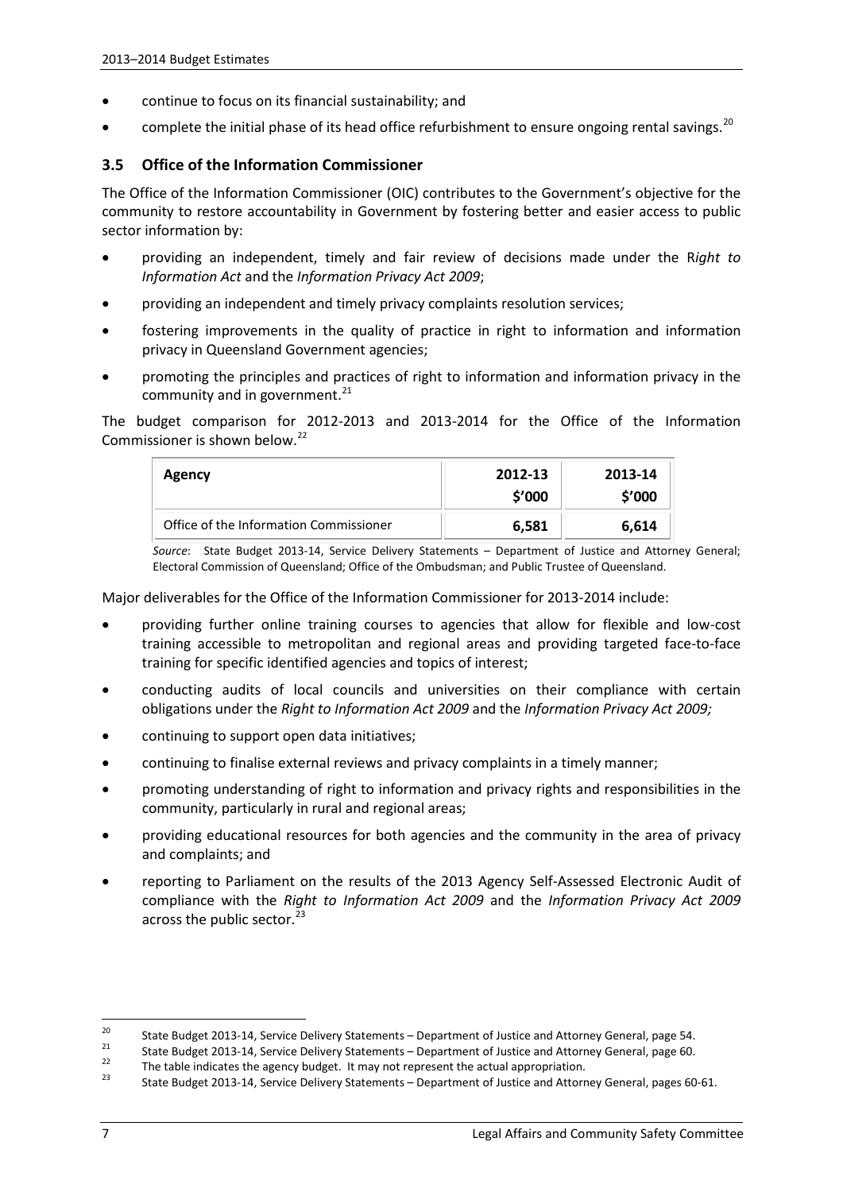- continue to focus on its financial sustainability; and
- complete the initial phase of its head office refurbishment to ensure ongoing rental savings.[20]

### 3.5 Office of the Information Commissioner

The Office of the Information Commissioner (OIC) contributes to the Government's objective for the community to restore accountability in Government by fostering better and easier access to public sector information by:

- providing an independent, timely and fair review of decisions made under the R*ight to Information Act* and the *Information Privacy Act 2009*;
- providing an independent and timely privacy complaints resolution services;
- fostering improvements in the quality of practice in right to information and information privacy in Queensland Government agencies;
- promoting the principles and practices of right to information and information privacy in the community and in government.[21]

The budget comparison for 2012-2013 and 2013-2014 for the Office of the Information Commissioner is shown below.[22]

| Agency | 2012-13 $'000 | 2013-14 $'000 |
|---|---|---|
| Office of the Information Commissioner | 6,581 | 6,614 |

*Source*: State Budget 2013-14, Service Delivery Statements – Department of Justice and Attorney General; Electoral Commission of Queensland; Office of the Ombudsman; and Public Trustee of Queensland.

Major deliverables for the Office of the Information Commissioner for 2013-2014 include:

- providing further online training courses to agencies that allow for flexible and low-cost training accessible to metropolitan and regional areas and providing targeted face-to-face training for specific identified agencies and topics of interest;
- conducting audits of local councils and universities on their compliance with certain obligations under the *Right to Information Act 2009* and the *Information Privacy Act 2009;*
- continuing to support open data initiatives;
- continuing to finalise external reviews and privacy complaints in a timely manner;
- promoting understanding of right to information and privacy rights and responsibilities in the community, particularly in rural and regional areas;
- providing educational resources for both agencies and the community in the area of privacy and complaints; and
- reporting to Parliament on the results of the 2013 Agency Self-Assessed Electronic Audit of compliance with the *Right to Information Act 2009* and the *Information Privacy Act 2009* across the public sector.[23]

---

[20] State Budget 2013-14, Service Delivery Statements – Department of Justice and Attorney General, page 54.

[21] State Budget 2013-14, Service Delivery Statements – Department of Justice and Attorney General, page 60.

[22] The table indicates the agency budget. It may not represent the actual appropriation.

[23] State Budget 2013-14, Service Delivery Statements – Department of Justice and Attorney General, pages 60-61.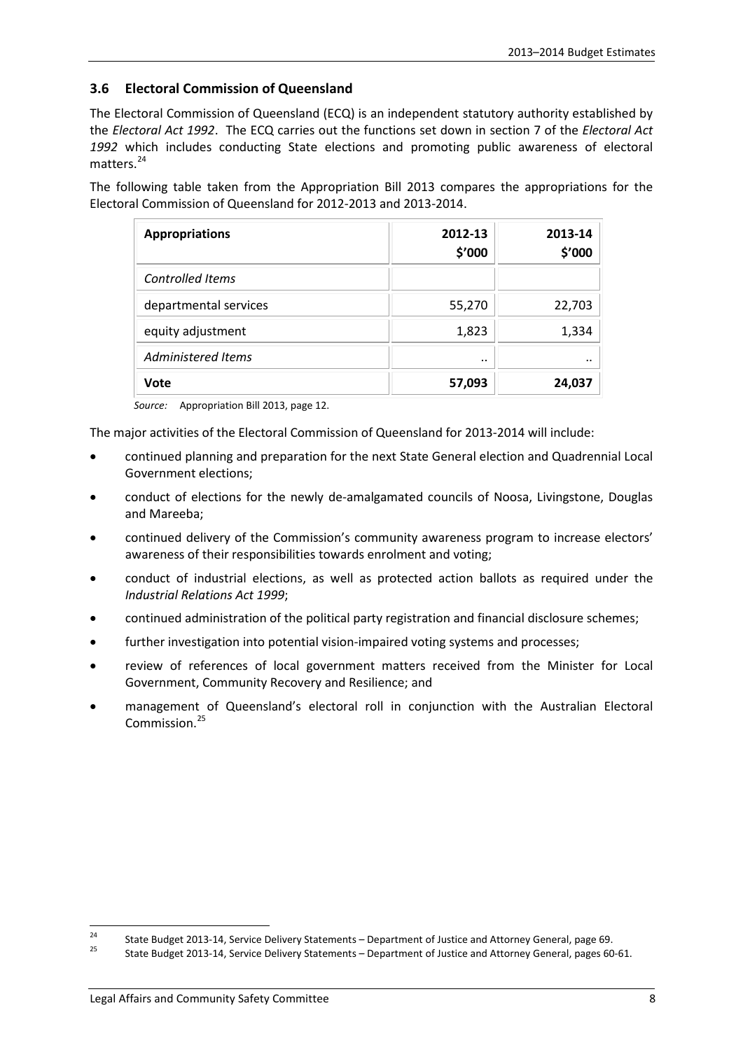### 3.6 Electoral Commission of Queensland

The Electoral Commission of Queensland (ECQ) is an independent statutory authority established by the *Electoral Act 1992*. The ECQ carries out the functions set down in section 7 of the *Electoral Act 1992* which includes conducting State elections and promoting public awareness of electoral matters.[24]

The following table taken from the Appropriation Bill 2013 compares the appropriations for the Electoral Commission of Queensland for 2012-2013 and 2013-2014.

| **Appropriations** | **2012-13 $'000** | **2013-14 $'000** |
|---|---|---|
| *Controlled Items* | | |
| departmental services | 55,270 | 22,703 |
| equity adjustment | 1,823 | 1,334 |
| *Administered Items* | .. | .. |
| **Vote** | **57,093** | **24,037** |

*Source:* Appropriation Bill 2013, page 12.

The major activities of the Electoral Commission of Queensland for 2013-2014 will include:

- continued planning and preparation for the next State General election and Quadrennial Local Government elections;
- conduct of elections for the newly de-amalgamated councils of Noosa, Livingstone, Douglas and Mareeba;
- continued delivery of the Commission's community awareness program to increase electors' awareness of their responsibilities towards enrolment and voting;
- conduct of industrial elections, as well as protected action ballots as required under the *Industrial Relations Act 1999*;
- continued administration of the political party registration and financial disclosure schemes;
- further investigation into potential vision-impaired voting systems and processes;
- review of references of local government matters received from the Minister for Local Government, Community Recovery and Resilience; and
- management of Queensland's electoral roll in conjunction with the Australian Electoral Commission.[25]

---

[24] State Budget 2013-14, Service Delivery Statements – Department of Justice and Attorney General, page 69.

[25] State Budget 2013-14, Service Delivery Statements – Department of Justice and Attorney General, pages 60-61.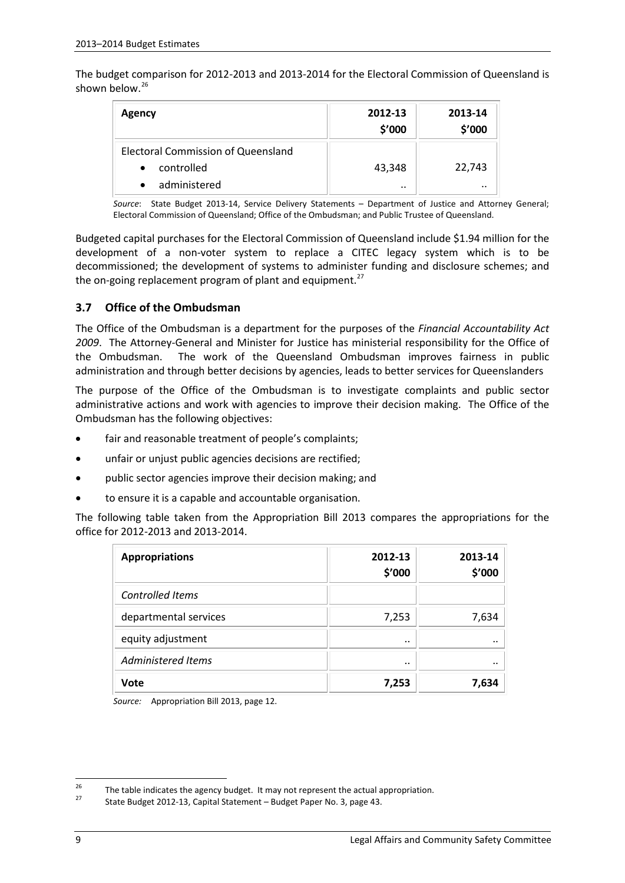The budget comparison for 2012-2013 and 2013-2014 for the Electoral Commission of Queensland is shown below.[26]

| Agency | 2012-13 $'000 | 2013-14 $'000 |
|---|---|---|
| Electoral Commission of Queensland | | |
| • controlled | 43,348 | 22,743 |
| • administered | .. | .. |

*Source*: State Budget 2013-14, Service Delivery Statements – Department of Justice and Attorney General; Electoral Commission of Queensland; Office of the Ombudsman; and Public Trustee of Queensland.

Budgeted capital purchases for the Electoral Commission of Queensland include $1.94 million for the development of a non-voter system to replace a CITEC legacy system which is to be decommissioned; the development of systems to administer funding and disclosure schemes; and the on-going replacement program of plant and equipment.[27]

### 3.7 Office of the Ombudsman

The Office of the Ombudsman is a department for the purposes of the *Financial Accountability Act 2009*. The Attorney-General and Minister for Justice has ministerial responsibility for the Office of the Ombudsman. The work of the Queensland Ombudsman improves fairness in public administration and through better decisions by agencies, leads to better services for Queenslanders

The purpose of the Office of the Ombudsman is to investigate complaints and public sector administrative actions and work with agencies to improve their decision making. The Office of the Ombudsman has the following objectives:

- fair and reasonable treatment of people's complaints;
- unfair or unjust public agencies decisions are rectified;
- public sector agencies improve their decision making; and
- to ensure it is a capable and accountable organisation.

The following table taken from the Appropriation Bill 2013 compares the appropriations for the office for 2012-2013 and 2013-2014.

| Appropriations | 2012-13 $'000 | 2013-14 $'000 |
|---|---|---|
| *Controlled Items* | | |
| departmental services | 7,253 | 7,634 |
| equity adjustment | .. | .. |
| *Administered Items* | .. | .. |
| **Vote** | **7,253** | **7,634** |

*Source:* Appropriation Bill 2013, page 12.

[26] The table indicates the agency budget. It may not represent the actual appropriation.

[27] State Budget 2012-13, Capital Statement – Budget Paper No. 3, page 43.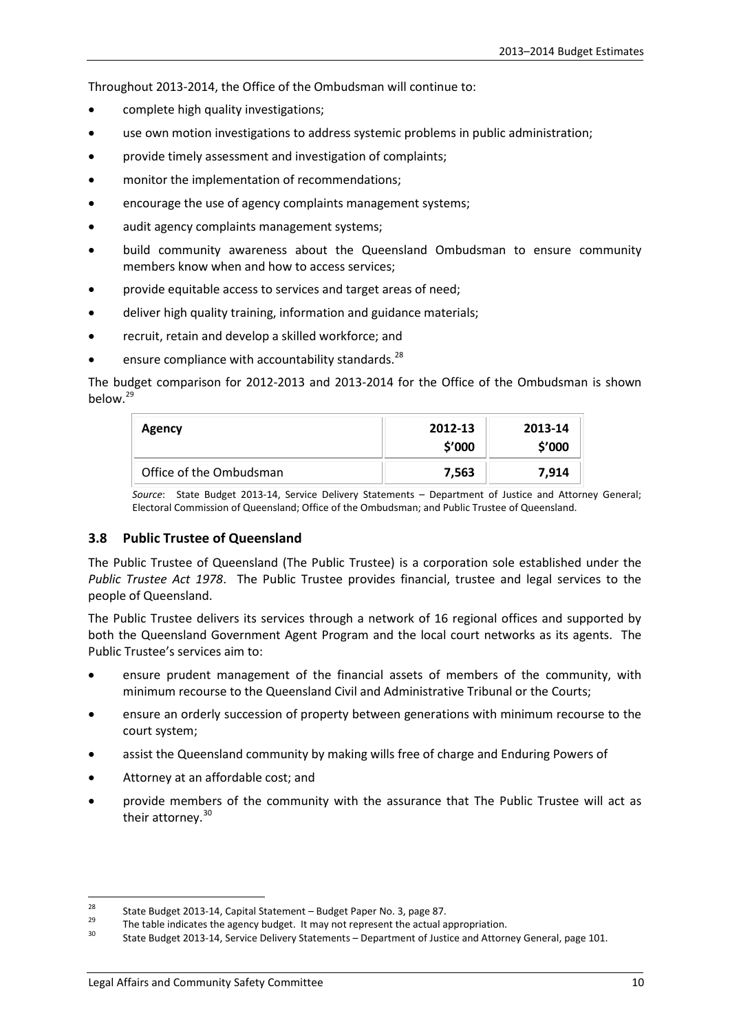Throughout 2013-2014, the Office of the Ombudsman will continue to:

- complete high quality investigations;
- use own motion investigations to address systemic problems in public administration;
- provide timely assessment and investigation of complaints;
- monitor the implementation of recommendations;
- encourage the use of agency complaints management systems;
- audit agency complaints management systems;
- build community awareness about the Queensland Ombudsman to ensure community members know when and how to access services;
- provide equitable access to services and target areas of need;
- deliver high quality training, information and guidance materials;
- recruit, retain and develop a skilled workforce; and
- ensure compliance with accountability standards.[28]

The budget comparison for 2012-2013 and 2013-2014 for the Office of the Ombudsman is shown below.[29]

| Agency | 2012-13 $'000 | 2013-14 $'000 |
|---|---|---|
| Office of the Ombudsman | **7,563** | **7,914** |

*Source*: State Budget 2013-14, Service Delivery Statements – Department of Justice and Attorney General; Electoral Commission of Queensland; Office of the Ombudsman; and Public Trustee of Queensland.

### 3.8 Public Trustee of Queensland

The Public Trustee of Queensland (The Public Trustee) is a corporation sole established under the *Public Trustee Act 1978*. The Public Trustee provides financial, trustee and legal services to the people of Queensland.

The Public Trustee delivers its services through a network of 16 regional offices and supported by both the Queensland Government Agent Program and the local court networks as its agents. The Public Trustee's services aim to:

- ensure prudent management of the financial assets of members of the community, with minimum recourse to the Queensland Civil and Administrative Tribunal or the Courts;
- ensure an orderly succession of property between generations with minimum recourse to the court system;
- assist the Queensland community by making wills free of charge and Enduring Powers of
- Attorney at an affordable cost; and
- provide members of the community with the assurance that The Public Trustee will act as their attorney.[30]

---

[28] State Budget 2013-14, Capital Statement – Budget Paper No. 3, page 87.

[29] The table indicates the agency budget. It may not represent the actual appropriation.

[30] State Budget 2013-14, Service Delivery Statements – Department of Justice and Attorney General, page 101.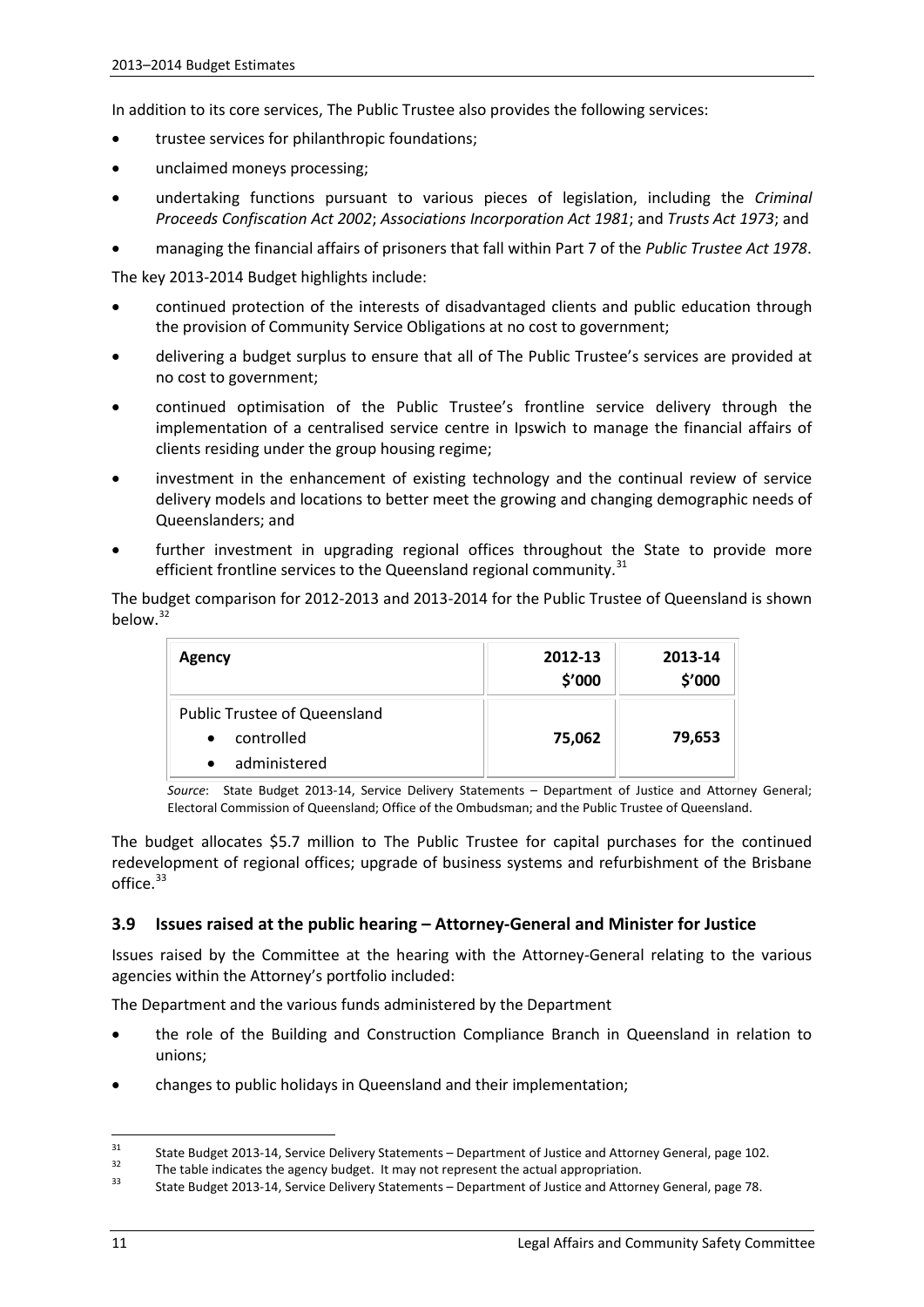In addition to its core services, The Public Trustee also provides the following services:

- trustee services for philanthropic foundations;
- unclaimed moneys processing;
- undertaking functions pursuant to various pieces of legislation, including the *Criminal Proceeds Confiscation Act 2002*; *Associations Incorporation Act 1981*; and *Trusts Act 1973*; and
- managing the financial affairs of prisoners that fall within Part 7 of the *Public Trustee Act 1978*.

The key 2013-2014 Budget highlights include:

- continued protection of the interests of disadvantaged clients and public education through the provision of Community Service Obligations at no cost to government;
- delivering a budget surplus to ensure that all of The Public Trustee's services are provided at no cost to government;
- continued optimisation of the Public Trustee's frontline service delivery through the implementation of a centralised service centre in Ipswich to manage the financial affairs of clients residing under the group housing regime;
- investment in the enhancement of existing technology and the continual review of service delivery models and locations to better meet the growing and changing demographic needs of Queenslanders; and
- further investment in upgrading regional offices throughout the State to provide more efficient frontline services to the Queensland regional community.[31]

The budget comparison for 2012-2013 and 2013-2014 for the Public Trustee of Queensland is shown below.[32]

| Agency | 2012-13 $'000 | 2013-14 $'000 |
|---|---|---|
| Public Trustee of Queensland<br>• controlled<br>• administered | **75,062** | **79,653** |

*Source*: State Budget 2013-14, Service Delivery Statements – Department of Justice and Attorney General; Electoral Commission of Queensland; Office of the Ombudsman; and the Public Trustee of Queensland.

The budget allocates $5.7 million to The Public Trustee for capital purchases for the continued redevelopment of regional offices; upgrade of business systems and refurbishment of the Brisbane office.[33]

### 3.9 Issues raised at the public hearing – Attorney-General and Minister for Justice

Issues raised by the Committee at the hearing with the Attorney-General relating to the various agencies within the Attorney's portfolio included:

The Department and the various funds administered by the Department

- the role of the Building and Construction Compliance Branch in Queensland in relation to unions;
- changes to public holidays in Queensland and their implementation;

---

[31] State Budget 2013-14, Service Delivery Statements – Department of Justice and Attorney General, page 102.

[32] The table indicates the agency budget. It may not represent the actual appropriation.

[33] State Budget 2013-14, Service Delivery Statements – Department of Justice and Attorney General, page 78.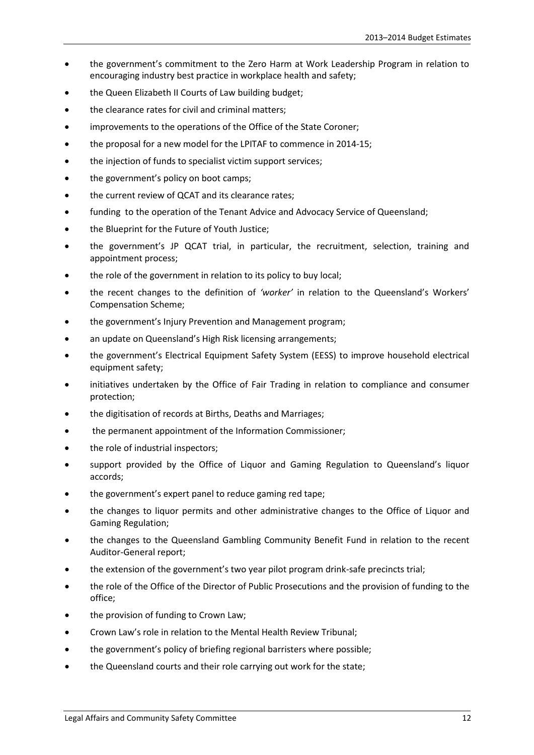- the government's commitment to the Zero Harm at Work Leadership Program in relation to encouraging industry best practice in workplace health and safety;
- the Queen Elizabeth II Courts of Law building budget;
- the clearance rates for civil and criminal matters;
- improvements to the operations of the Office of the State Coroner;
- the proposal for a new model for the LPITAF to commence in 2014-15;
- the injection of funds to specialist victim support services;
- the government's policy on boot camps;
- the current review of QCAT and its clearance rates;
- funding to the operation of the Tenant Advice and Advocacy Service of Queensland;
- the Blueprint for the Future of Youth Justice;
- the government's JP QCAT trial, in particular, the recruitment, selection, training and appointment process;
- the role of the government in relation to its policy to buy local;
- the recent changes to the definition of *'worker'* in relation to the Queensland's Workers' Compensation Scheme;
- the government's Injury Prevention and Management program;
- an update on Queensland's High Risk licensing arrangements;
- the government's Electrical Equipment Safety System (EESS) to improve household electrical equipment safety;
- initiatives undertaken by the Office of Fair Trading in relation to compliance and consumer protection;
- the digitisation of records at Births, Deaths and Marriages;
- the permanent appointment of the Information Commissioner;
- the role of industrial inspectors;
- support provided by the Office of Liquor and Gaming Regulation to Queensland's liquor accords;
- the government's expert panel to reduce gaming red tape;
- the changes to liquor permits and other administrative changes to the Office of Liquor and Gaming Regulation;
- the changes to the Queensland Gambling Community Benefit Fund in relation to the recent Auditor-General report;
- the extension of the government's two year pilot program drink-safe precincts trial;
- the role of the Office of the Director of Public Prosecutions and the provision of funding to the office;
- the provision of funding to Crown Law;
- Crown Law's role in relation to the Mental Health Review Tribunal;
- the government's policy of briefing regional barristers where possible;
- the Queensland courts and their role carrying out work for the state;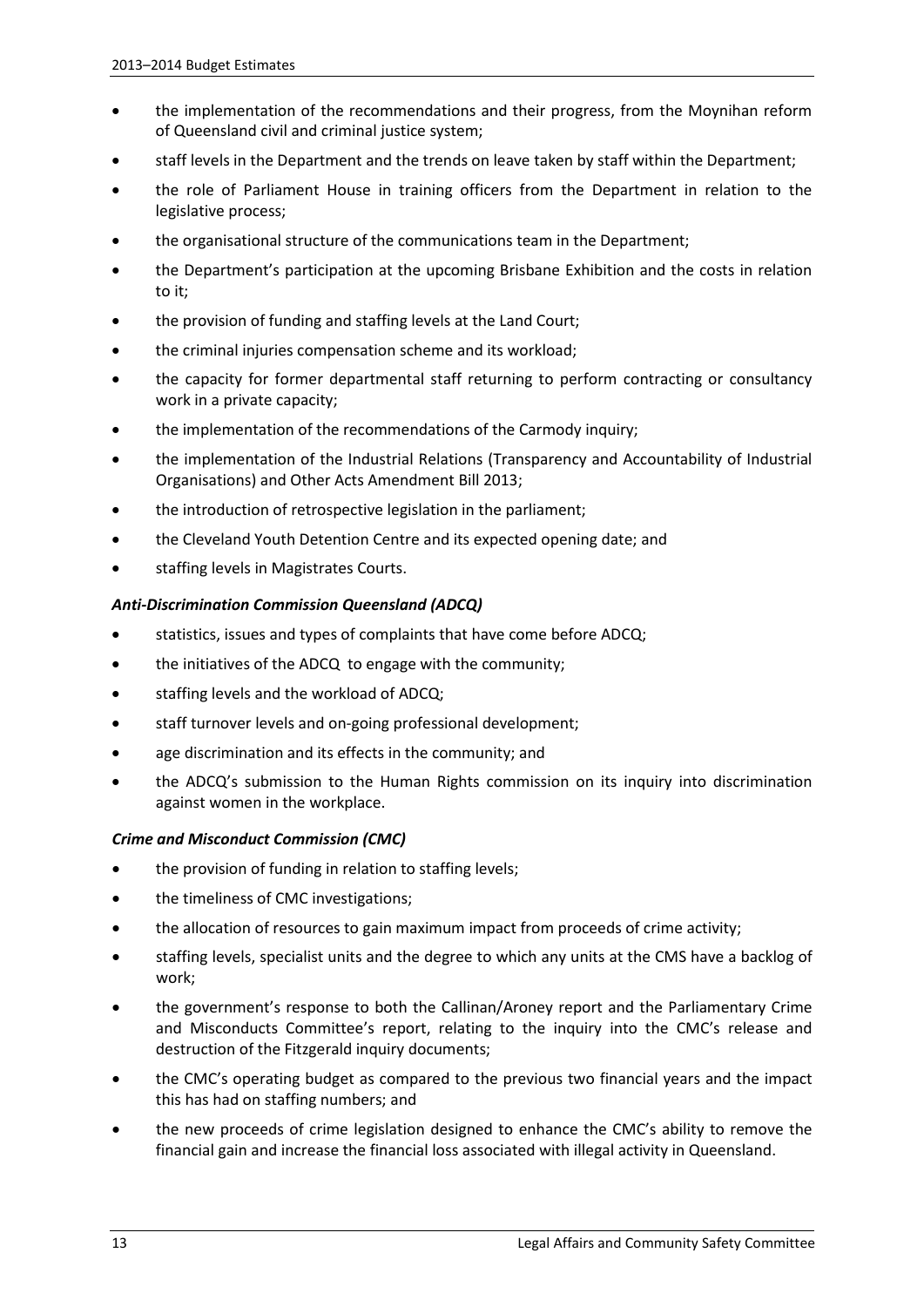- the implementation of the recommendations and their progress, from the Moynihan reform of Queensland civil and criminal justice system;
- staff levels in the Department and the trends on leave taken by staff within the Department;
- the role of Parliament House in training officers from the Department in relation to the legislative process;
- the organisational structure of the communications team in the Department;
- the Department's participation at the upcoming Brisbane Exhibition and the costs in relation to it;
- the provision of funding and staffing levels at the Land Court;
- the criminal injuries compensation scheme and its workload;
- the capacity for former departmental staff returning to perform contracting or consultancy work in a private capacity;
- the implementation of the recommendations of the Carmody inquiry;
- the implementation of the Industrial Relations (Transparency and Accountability of Industrial Organisations) and Other Acts Amendment Bill 2013;
- the introduction of retrospective legislation in the parliament;
- the Cleveland Youth Detention Centre and its expected opening date; and
- staffing levels in Magistrates Courts.

***Anti-Discrimination Commission Queensland (ADCQ)***

- statistics, issues and types of complaints that have come before ADCQ;
- the initiatives of the ADCQ to engage with the community;
- staffing levels and the workload of ADCQ;
- staff turnover levels and on-going professional development;
- age discrimination and its effects in the community; and
- the ADCQ's submission to the Human Rights commission on its inquiry into discrimination against women in the workplace.

***Crime and Misconduct Commission (CMC)***

- the provision of funding in relation to staffing levels;
- the timeliness of CMC investigations;
- the allocation of resources to gain maximum impact from proceeds of crime activity;
- staffing levels, specialist units and the degree to which any units at the CMS have a backlog of work;
- the government's response to both the Callinan/Aroney report and the Parliamentary Crime and Misconducts Committee's report, relating to the inquiry into the CMC's release and destruction of the Fitzgerald inquiry documents;
- the CMC's operating budget as compared to the previous two financial years and the impact this has had on staffing numbers; and
- the new proceeds of crime legislation designed to enhance the CMC's ability to remove the financial gain and increase the financial loss associated with illegal activity in Queensland.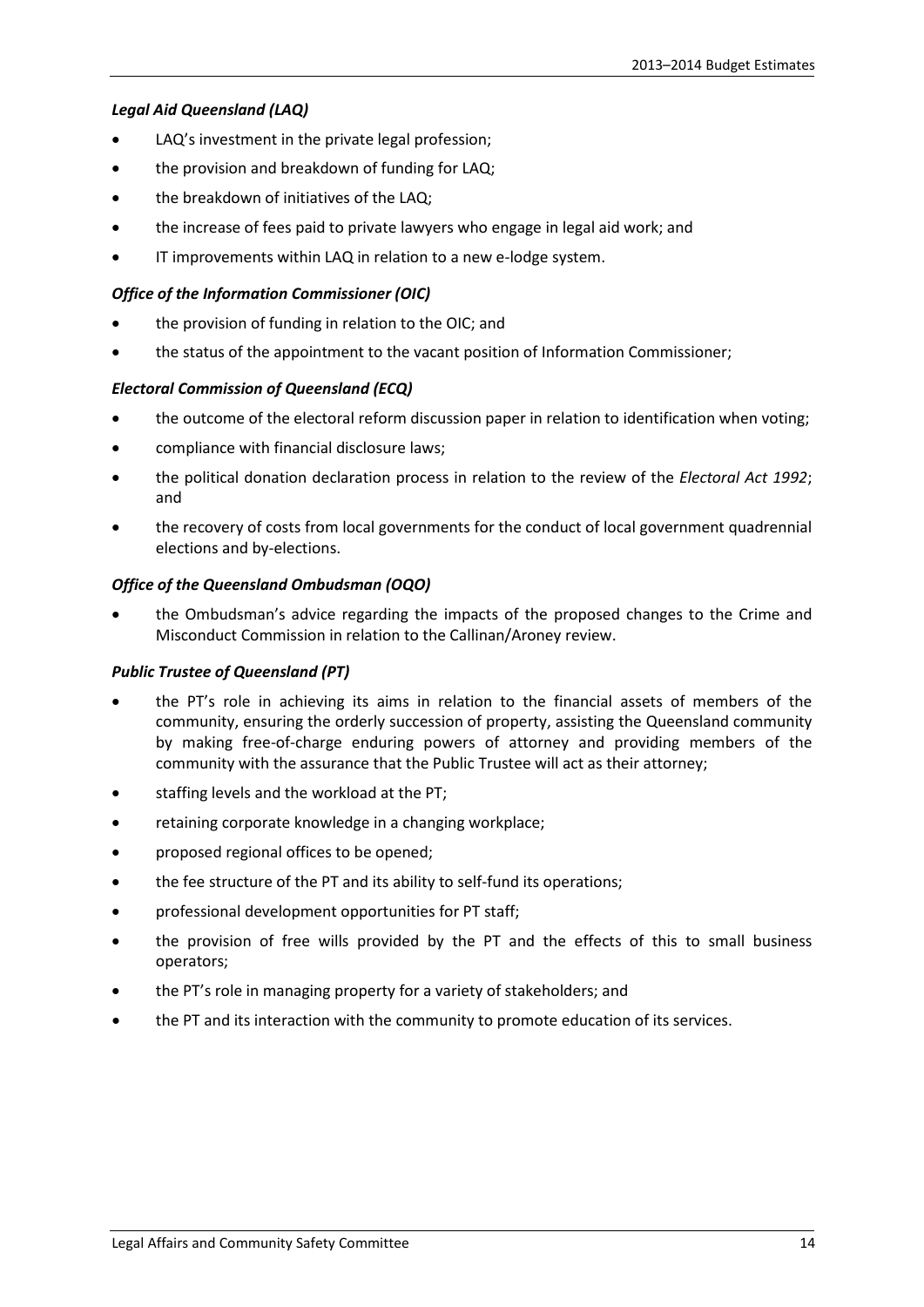***Legal Aid Queensland (LAQ)***

- LAQ's investment in the private legal profession;
- the provision and breakdown of funding for LAQ;
- the breakdown of initiatives of the LAQ;
- the increase of fees paid to private lawyers who engage in legal aid work; and
- IT improvements within LAQ in relation to a new e-lodge system.

***Office of the Information Commissioner (OIC)***

- the provision of funding in relation to the OIC; and
- the status of the appointment to the vacant position of Information Commissioner;

***Electoral Commission of Queensland (ECQ)***

- the outcome of the electoral reform discussion paper in relation to identification when voting;
- compliance with financial disclosure laws;
- the political donation declaration process in relation to the review of the *Electoral Act 1992*; and
- the recovery of costs from local governments for the conduct of local government quadrennial elections and by-elections.

***Office of the Queensland Ombudsman (OQO)***

- the Ombudsman's advice regarding the impacts of the proposed changes to the Crime and Misconduct Commission in relation to the Callinan/Aroney review.

***Public Trustee of Queensland (PT)***

- the PT's role in achieving its aims in relation to the financial assets of members of the community, ensuring the orderly succession of property, assisting the Queensland community by making free-of-charge enduring powers of attorney and providing members of the community with the assurance that the Public Trustee will act as their attorney;
- staffing levels and the workload at the PT;
- retaining corporate knowledge in a changing workplace;
- proposed regional offices to be opened;
- the fee structure of the PT and its ability to self-fund its operations;
- professional development opportunities for PT staff;
- the provision of free wills provided by the PT and the effects of this to small business operators;
- the PT's role in managing property for a variety of stakeholders; and
- the PT and its interaction with the community to promote education of its services.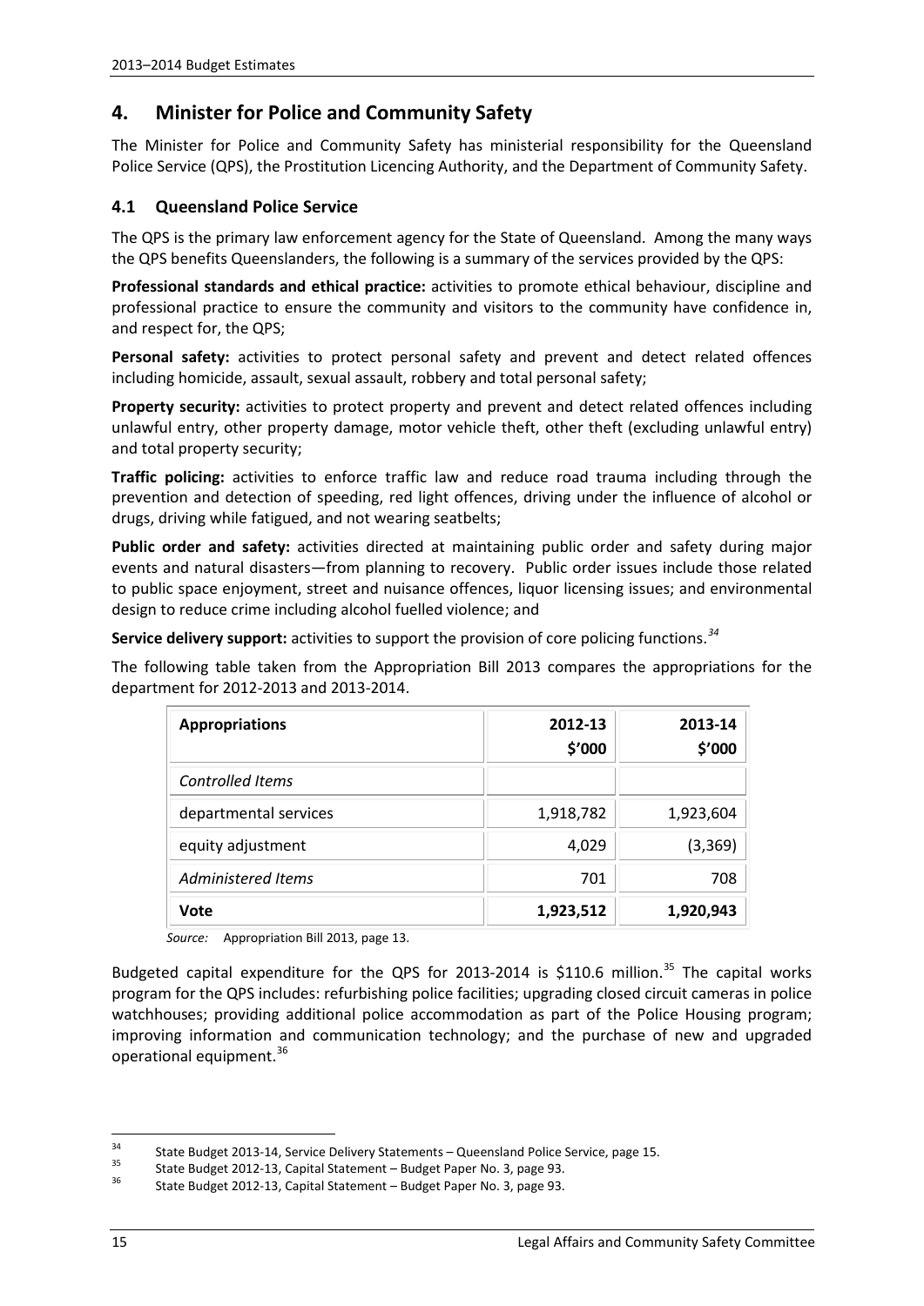## 4. Minister for Police and Community Safety

The Minister for Police and Community Safety has ministerial responsibility for the Queensland Police Service (QPS), the Prostitution Licencing Authority, and the Department of Community Safety.

### 4.1 Queensland Police Service

The QPS is the primary law enforcement agency for the State of Queensland. Among the many ways the QPS benefits Queenslanders, the following is a summary of the services provided by the QPS:

**Professional standards and ethical practice:** activities to promote ethical behaviour, discipline and professional practice to ensure the community and visitors to the community have confidence in, and respect for, the QPS;

**Personal safety:** activities to protect personal safety and prevent and detect related offences including homicide, assault, sexual assault, robbery and total personal safety;

**Property security:** activities to protect property and prevent and detect related offences including unlawful entry, other property damage, motor vehicle theft, other theft (excluding unlawful entry) and total property security;

**Traffic policing:** activities to enforce traffic law and reduce road trauma including through the prevention and detection of speeding, red light offences, driving under the influence of alcohol or drugs, driving while fatigued, and not wearing seatbelts;

**Public order and safety:** activities directed at maintaining public order and safety during major events and natural disasters—from planning to recovery. Public order issues include those related to public space enjoyment, street and nuisance offences, liquor licensing issues; and environmental design to reduce crime including alcohol fuelled violence; and

**Service delivery support:** activities to support the provision of core policing functions.[34]

The following table taken from the Appropriation Bill 2013 compares the appropriations for the department for 2012-2013 and 2013-2014.

| **Appropriations** | **2012-13 $'000** | **2013-14 $'000** |
|---|---|---|
| *Controlled Items* | | |
| departmental services | 1,918,782 | 1,923,604 |
| equity adjustment | 4,029 | (3,369) |
| *Administered Items* | 701 | 708 |
| **Vote** | **1,923,512** | **1,920,943** |

*Source:* Appropriation Bill 2013, page 13.

Budgeted capital expenditure for the QPS for 2013-2014 is $110.6 million.[35] The capital works program for the QPS includes: refurbishing police facilities; upgrading closed circuit cameras in police watchhouses; providing additional police accommodation as part of the Police Housing program; improving information and communication technology; and the purchase of new and upgraded operational equipment.[36]

---

[34] State Budget 2013-14, Service Delivery Statements – Queensland Police Service, page 15.

[35] State Budget 2012-13, Capital Statement – Budget Paper No. 3, page 93.

[36] State Budget 2012-13, Capital Statement – Budget Paper No. 3, page 93.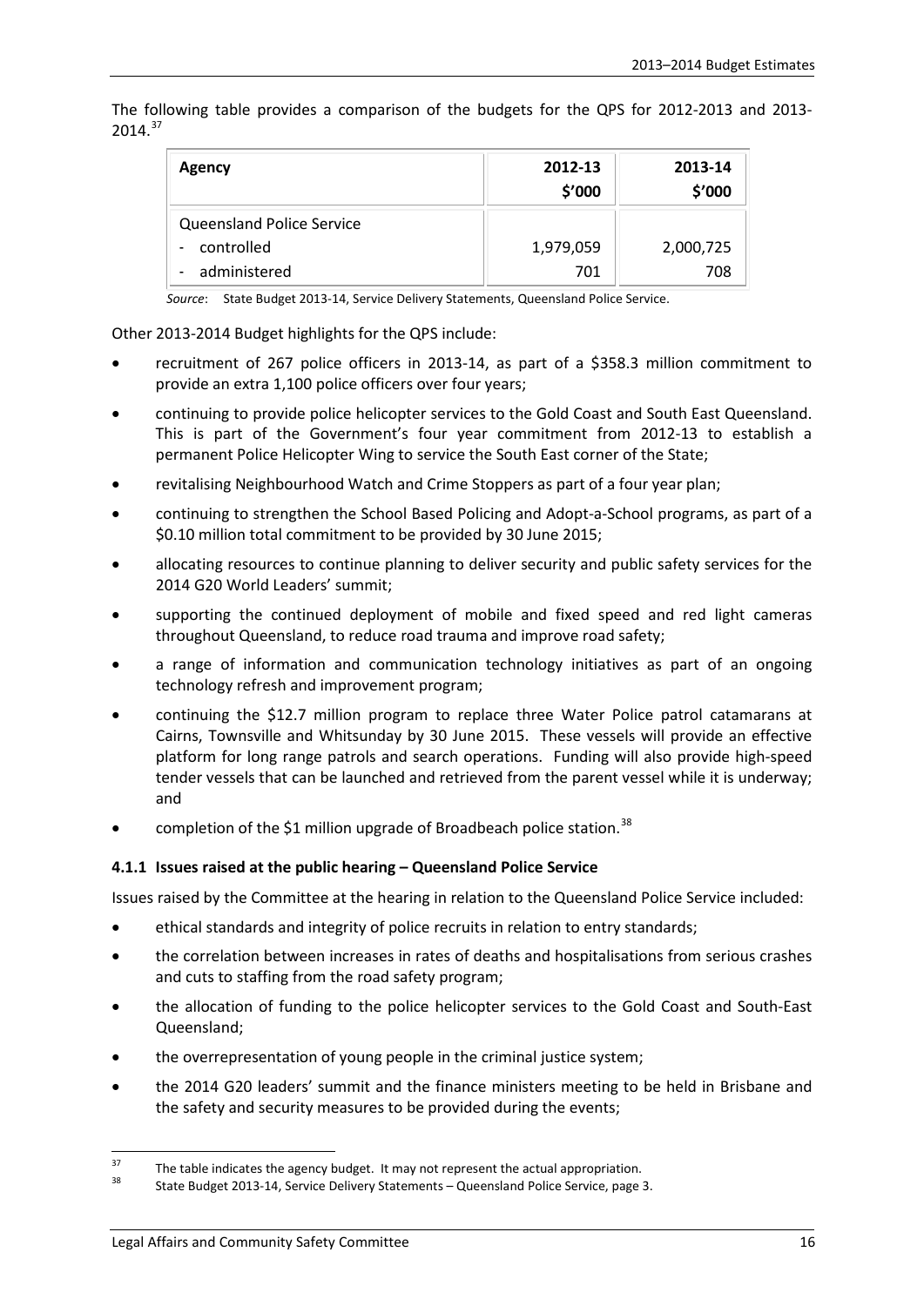The following table provides a comparison of the budgets for the QPS for 2012-2013 and 2013-2014.[37]

| Agency | 2012-13 $'000 | 2013-14 $'000 |
|---|---|---|
| Queensland Police Service | | |
| - controlled | 1,979,059 | 2,000,725 |
| - administered | 701 | 708 |

*Source*: State Budget 2013-14, Service Delivery Statements, Queensland Police Service.

Other 2013-2014 Budget highlights for the QPS include:

- recruitment of 267 police officers in 2013-14, as part of a $358.3 million commitment to provide an extra 1,100 police officers over four years;
- continuing to provide police helicopter services to the Gold Coast and South East Queensland. This is part of the Government's four year commitment from 2012-13 to establish a permanent Police Helicopter Wing to service the South East corner of the State;
- revitalising Neighbourhood Watch and Crime Stoppers as part of a four year plan;
- continuing to strengthen the School Based Policing and Adopt-a-School programs, as part of a $0.10 million total commitment to be provided by 30 June 2015;
- allocating resources to continue planning to deliver security and public safety services for the 2014 G20 World Leaders' summit;
- supporting the continued deployment of mobile and fixed speed and red light cameras throughout Queensland, to reduce road trauma and improve road safety;
- a range of information and communication technology initiatives as part of an ongoing technology refresh and improvement program;
- continuing the $12.7 million program to replace three Water Police patrol catamarans at Cairns, Townsville and Whitsunday by 30 June 2015. These vessels will provide an effective platform for long range patrols and search operations. Funding will also provide high-speed tender vessels that can be launched and retrieved from the parent vessel while it is underway; and
- completion of the $1 million upgrade of Broadbeach police station.[38]

### 4.1.1 Issues raised at the public hearing – Queensland Police Service

Issues raised by the Committee at the hearing in relation to the Queensland Police Service included:

- ethical standards and integrity of police recruits in relation to entry standards;
- the correlation between increases in rates of deaths and hospitalisations from serious crashes and cuts to staffing from the road safety program;
- the allocation of funding to the police helicopter services to the Gold Coast and South-East Queensland;
- the overrepresentation of young people in the criminal justice system;
- the 2014 G20 leaders' summit and the finance ministers meeting to be held in Brisbane and the safety and security measures to be provided during the events;

[37] The table indicates the agency budget. It may not represent the actual appropriation.

[38] State Budget 2013-14, Service Delivery Statements – Queensland Police Service, page 3.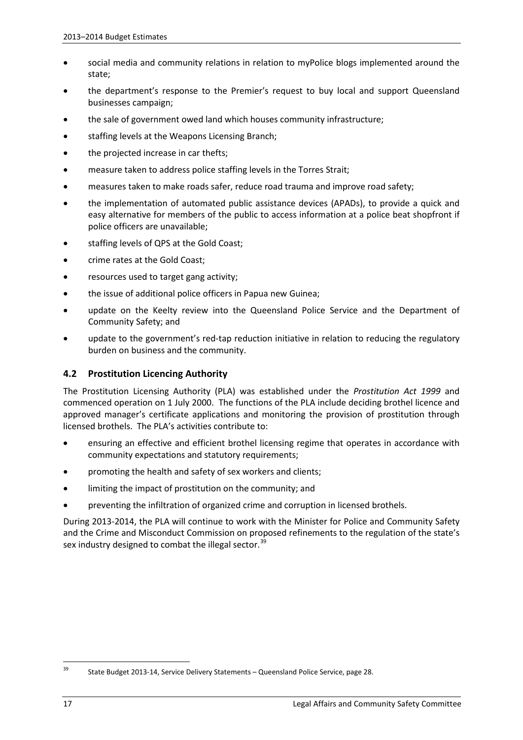- social media and community relations in relation to myPolice blogs implemented around the state;
- the department's response to the Premier's request to buy local and support Queensland businesses campaign;
- the sale of government owed land which houses community infrastructure;
- staffing levels at the Weapons Licensing Branch;
- the projected increase in car thefts;
- measure taken to address police staffing levels in the Torres Strait;
- measures taken to make roads safer, reduce road trauma and improve road safety;
- the implementation of automated public assistance devices (APADs), to provide a quick and easy alternative for members of the public to access information at a police beat shopfront if police officers are unavailable;
- staffing levels of QPS at the Gold Coast;
- crime rates at the Gold Coast;
- resources used to target gang activity;
- the issue of additional police officers in Papua new Guinea;
- update on the Keelty review into the Queensland Police Service and the Department of Community Safety; and
- update to the government's red-tap reduction initiative in relation to reducing the regulatory burden on business and the community.

## 4.2 Prostitution Licencing Authority

The Prostitution Licensing Authority (PLA) was established under the *Prostitution Act 1999* and commenced operation on 1 July 2000. The functions of the PLA include deciding brothel licence and approved manager's certificate applications and monitoring the provision of prostitution through licensed brothels. The PLA's activities contribute to:

- ensuring an effective and efficient brothel licensing regime that operates in accordance with community expectations and statutory requirements;
- promoting the health and safety of sex workers and clients;
- limiting the impact of prostitution on the community; and
- preventing the infiltration of organized crime and corruption in licensed brothels.

During 2013-2014, the PLA will continue to work with the Minister for Police and Community Safety and the Crime and Misconduct Commission on proposed refinements to the regulation of the state's sex industry designed to combat the illegal sector.[39]

---

[39] State Budget 2013-14, Service Delivery Statements – Queensland Police Service, page 28.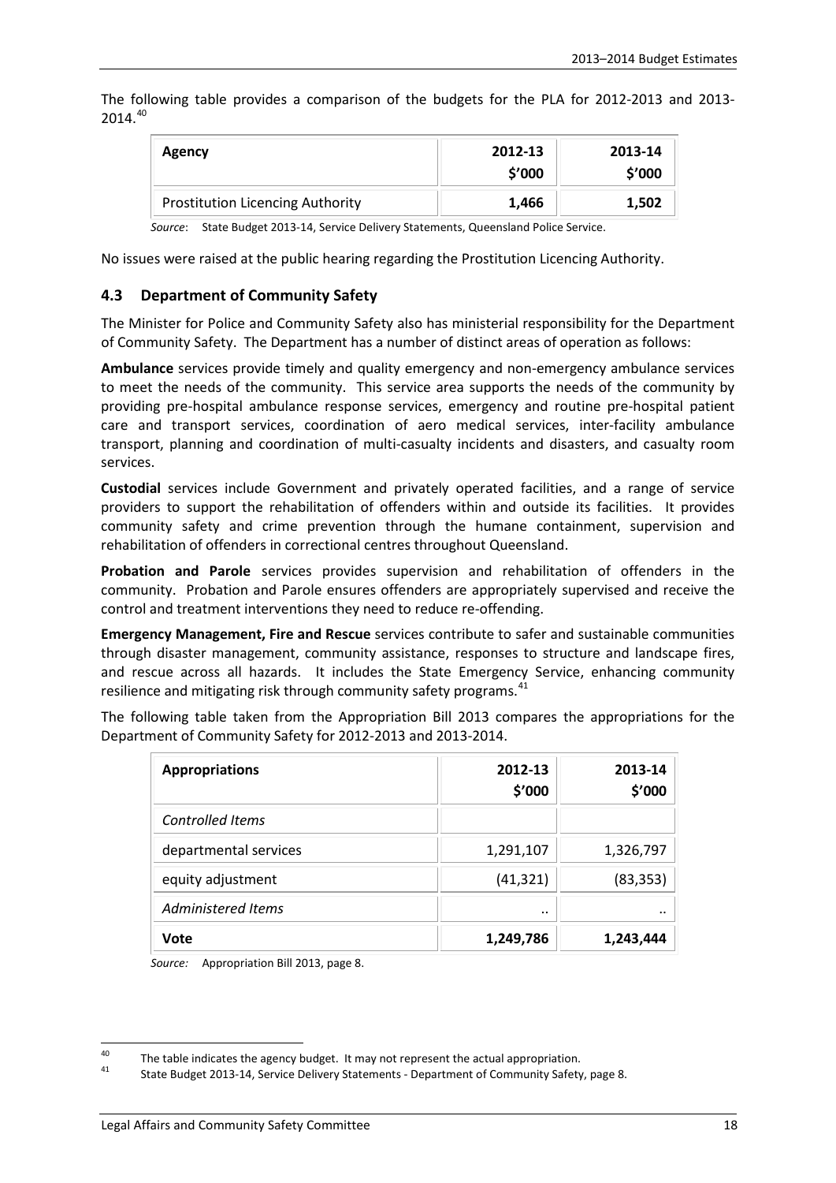The following table provides a comparison of the budgets for the PLA for 2012-2013 and 2013-2014.[40]

| Agency | 2012-13 $'000 | 2013-14 $'000 |
|---|---|---|
| Prostitution Licencing Authority | **1,466** | **1,502** |

*Source*: State Budget 2013-14, Service Delivery Statements, Queensland Police Service.

No issues were raised at the public hearing regarding the Prostitution Licencing Authority.

### 4.3 Department of Community Safety

The Minister for Police and Community Safety also has ministerial responsibility for the Department of Community Safety. The Department has a number of distinct areas of operation as follows:

**Ambulance** services provide timely and quality emergency and non-emergency ambulance services to meet the needs of the community. This service area supports the needs of the community by providing pre-hospital ambulance response services, emergency and routine pre-hospital patient care and transport services, coordination of aero medical services, inter-facility ambulance transport, planning and coordination of multi-casualty incidents and disasters, and casualty room services.

**Custodial** services include Government and privately operated facilities, and a range of service providers to support the rehabilitation of offenders within and outside its facilities. It provides community safety and crime prevention through the humane containment, supervision and rehabilitation of offenders in correctional centres throughout Queensland.

**Probation and Parole** services provides supervision and rehabilitation of offenders in the community. Probation and Parole ensures offenders are appropriately supervised and receive the control and treatment interventions they need to reduce re-offending.

**Emergency Management, Fire and Rescue** services contribute to safer and sustainable communities through disaster management, community assistance, responses to structure and landscape fires, and rescue across all hazards. It includes the State Emergency Service, enhancing community resilience and mitigating risk through community safety programs.[41]

The following table taken from the Appropriation Bill 2013 compares the appropriations for the Department of Community Safety for 2012-2013 and 2013-2014.

| Appropriations | 2012-13 $'000 | 2013-14 $'000 |
|---|---|---|
| *Controlled Items* | | |
| departmental services | 1,291,107 | 1,326,797 |
| equity adjustment | (41,321) | (83,353) |
| *Administered Items* | .. | .. |
| **Vote** | **1,249,786** | **1,243,444** |

*Source:* Appropriation Bill 2013, page 8.

[40] The table indicates the agency budget. It may not represent the actual appropriation.

[41] State Budget 2013-14, Service Delivery Statements - Department of Community Safety, page 8.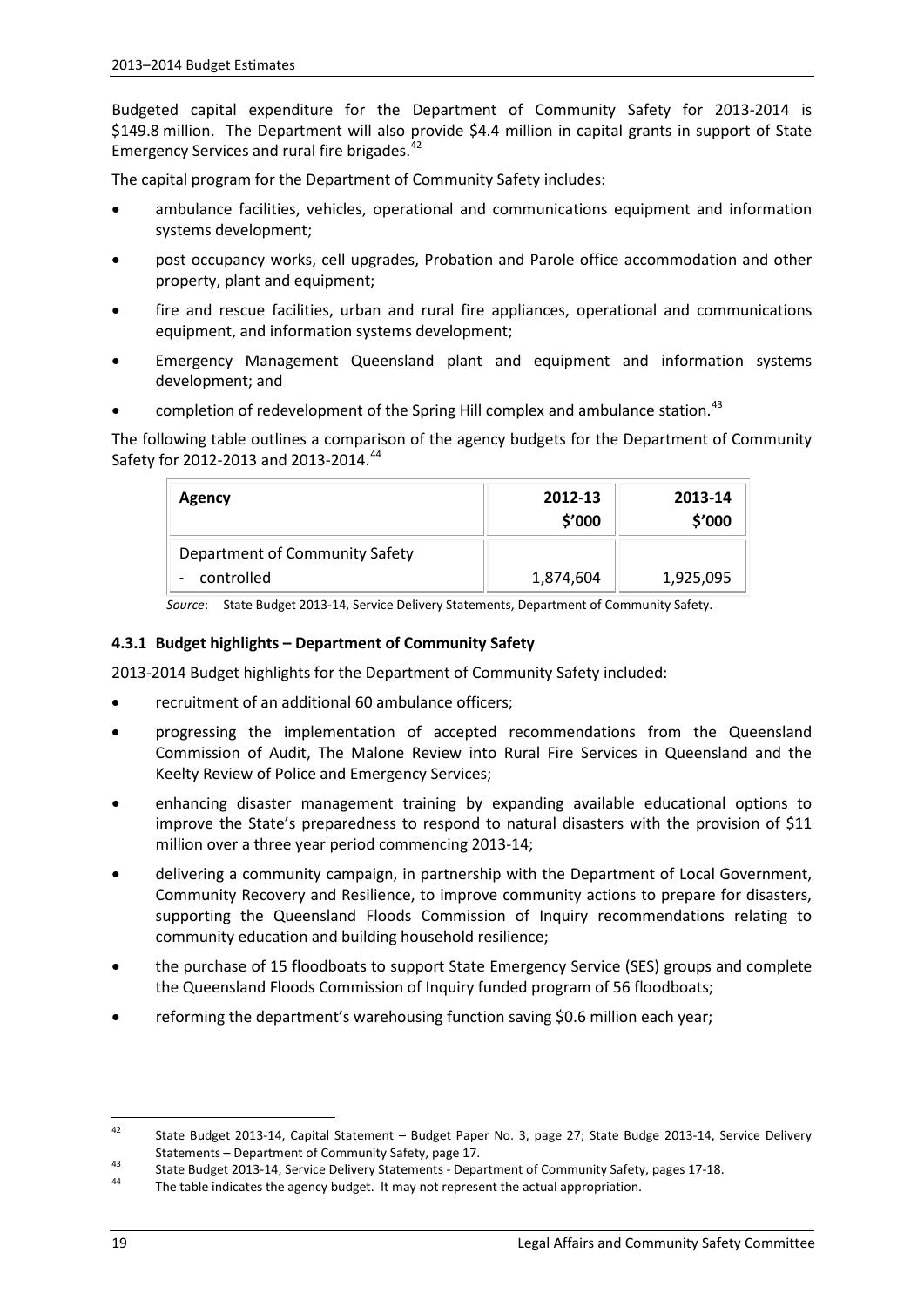Budgeted capital expenditure for the Department of Community Safety for 2013-2014 is $149.8 million. The Department will also provide $4.4 million in capital grants in support of State Emergency Services and rural fire brigades.[42]

The capital program for the Department of Community Safety includes:

- ambulance facilities, vehicles, operational and communications equipment and information systems development;
- post occupancy works, cell upgrades, Probation and Parole office accommodation and other property, plant and equipment;
- fire and rescue facilities, urban and rural fire appliances, operational and communications equipment, and information systems development;
- Emergency Management Queensland plant and equipment and information systems development; and
- completion of redevelopment of the Spring Hill complex and ambulance station.[43]

The following table outlines a comparison of the agency budgets for the Department of Community Safety for 2012-2013 and 2013-2014.[44]

| Agency | 2012-13 $'000 | 2013-14 $'000 |
|---|---|---|
| Department of Community Safety | | |
| - controlled | 1,874,604 | 1,925,095 |

*Source*: State Budget 2013-14, Service Delivery Statements, Department of Community Safety.

### 4.3.1 Budget highlights – Department of Community Safety

2013-2014 Budget highlights for the Department of Community Safety included:

- recruitment of an additional 60 ambulance officers;
- progressing the implementation of accepted recommendations from the Queensland Commission of Audit, The Malone Review into Rural Fire Services in Queensland and the Keelty Review of Police and Emergency Services;
- enhancing disaster management training by expanding available educational options to improve the State's preparedness to respond to natural disasters with the provision of $11 million over a three year period commencing 2013-14;
- delivering a community campaign, in partnership with the Department of Local Government, Community Recovery and Resilience, to improve community actions to prepare for disasters, supporting the Queensland Floods Commission of Inquiry recommendations relating to community education and building household resilience;
- the purchase of 15 floodboats to support State Emergency Service (SES) groups and complete the Queensland Floods Commission of Inquiry funded program of 56 floodboats;
- reforming the department's warehousing function saving $0.6 million each year;

---

[42] State Budget 2013-14, Capital Statement – Budget Paper No. 3, page 27; State Budge 2013-14, Service Delivery Statements – Department of Community Safety, page 17.

[43] State Budget 2013-14, Service Delivery Statements - Department of Community Safety, pages 17-18.

[44] The table indicates the agency budget. It may not represent the actual appropriation.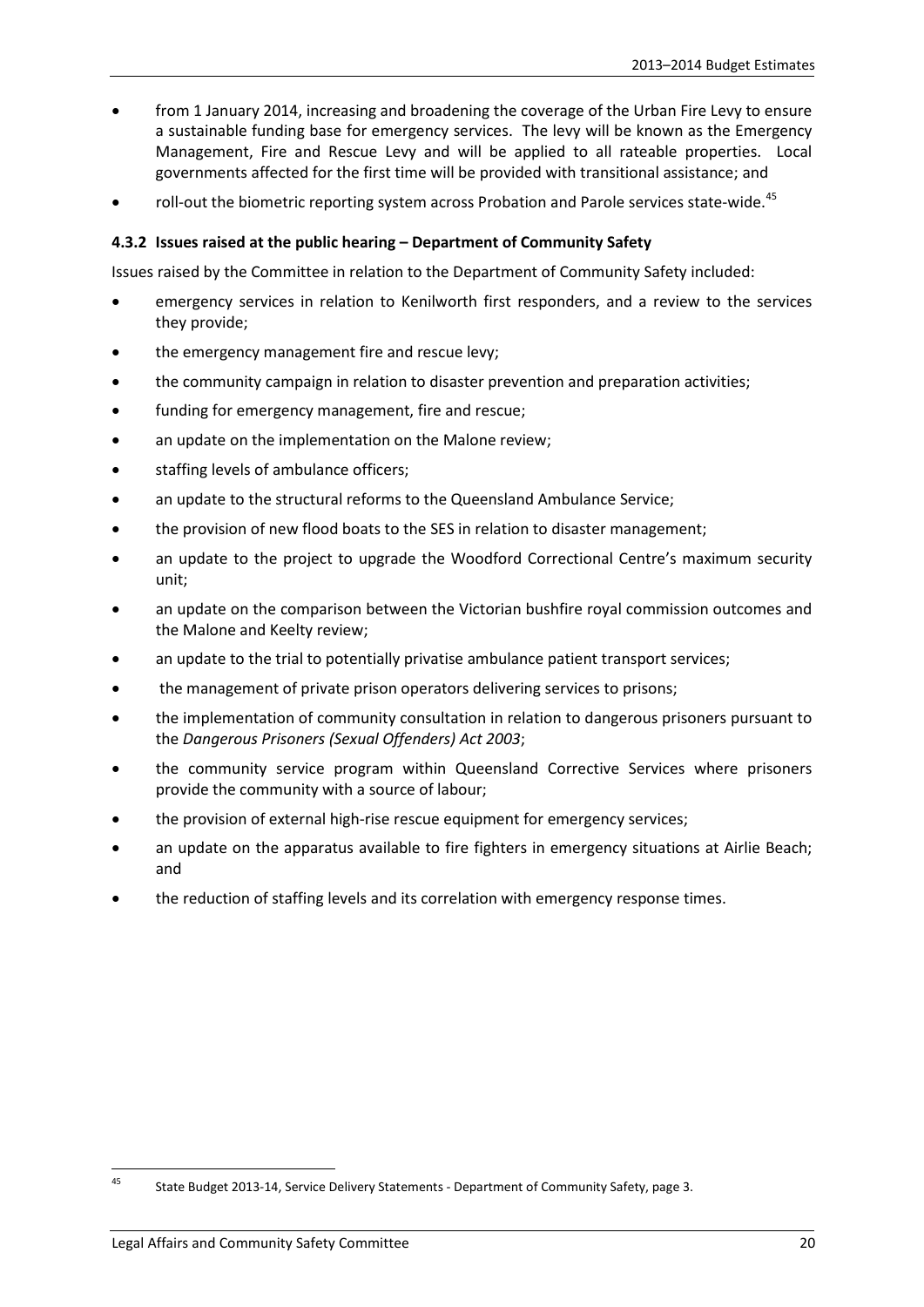- from 1 January 2014, increasing and broadening the coverage of the Urban Fire Levy to ensure a sustainable funding base for emergency services. The levy will be known as the Emergency Management, Fire and Rescue Levy and will be applied to all rateable properties. Local governments affected for the first time will be provided with transitional assistance; and
- roll-out the biometric reporting system across Probation and Parole services state-wide.[45]

### 4.3.2 Issues raised at the public hearing – Department of Community Safety

Issues raised by the Committee in relation to the Department of Community Safety included:

- emergency services in relation to Kenilworth first responders, and a review to the services they provide;
- the emergency management fire and rescue levy;
- the community campaign in relation to disaster prevention and preparation activities;
- funding for emergency management, fire and rescue;
- an update on the implementation on the Malone review;
- staffing levels of ambulance officers;
- an update to the structural reforms to the Queensland Ambulance Service;
- the provision of new flood boats to the SES in relation to disaster management;
- an update to the project to upgrade the Woodford Correctional Centre's maximum security unit;
- an update on the comparison between the Victorian bushfire royal commission outcomes and the Malone and Keelty review;
- an update to the trial to potentially privatise ambulance patient transport services;
- the management of private prison operators delivering services to prisons;
- the implementation of community consultation in relation to dangerous prisoners pursuant to the *Dangerous Prisoners (Sexual Offenders) Act 2003*;
- the community service program within Queensland Corrective Services where prisoners provide the community with a source of labour;
- the provision of external high-rise rescue equipment for emergency services;
- an update on the apparatus available to fire fighters in emergency situations at Airlie Beach; and
- the reduction of staffing levels and its correlation with emergency response times.

---

[45] State Budget 2013-14, Service Delivery Statements - Department of Community Safety, page 3.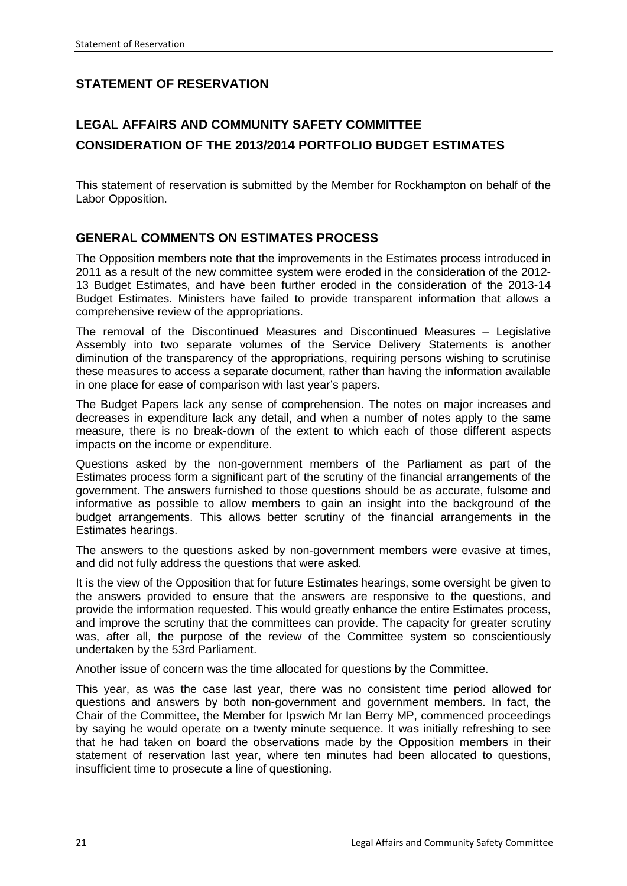## STATEMENT OF RESERVATION

## LEGAL AFFAIRS AND COMMUNITY SAFETY COMMITTEE

## CONSIDERATION OF THE 2013/2014 PORTFOLIO BUDGET ESTIMATES

This statement of reservation is submitted by the Member for Rockhampton on behalf of the Labor Opposition.

### GENERAL COMMENTS ON ESTIMATES PROCESS

The Opposition members note that the improvements in the Estimates process introduced in 2011 as a result of the new committee system were eroded in the consideration of the 2012-13 Budget Estimates, and have been further eroded in the consideration of the 2013-14 Budget Estimates. Ministers have failed to provide transparent information that allows a comprehensive review of the appropriations.

The removal of the Discontinued Measures and Discontinued Measures – Legislative Assembly into two separate volumes of the Service Delivery Statements is another diminution of the transparency of the appropriations, requiring persons wishing to scrutinise these measures to access a separate document, rather than having the information available in one place for ease of comparison with last year's papers.

The Budget Papers lack any sense of comprehension. The notes on major increases and decreases in expenditure lack any detail, and when a number of notes apply to the same measure, there is no break-down of the extent to which each of those different aspects impacts on the income or expenditure.

Questions asked by the non-government members of the Parliament as part of the Estimates process form a significant part of the scrutiny of the financial arrangements of the government. The answers furnished to those questions should be as accurate, fulsome and informative as possible to allow members to gain an insight into the background of the budget arrangements. This allows better scrutiny of the financial arrangements in the Estimates hearings.

The answers to the questions asked by non-government members were evasive at times, and did not fully address the questions that were asked.

It is the view of the Opposition that for future Estimates hearings, some oversight be given to the answers provided to ensure that the answers are responsive to the questions, and provide the information requested. This would greatly enhance the entire Estimates process, and improve the scrutiny that the committees can provide. The capacity for greater scrutiny was, after all, the purpose of the review of the Committee system so conscientiously undertaken by the 53rd Parliament.

Another issue of concern was the time allocated for questions by the Committee.

This year, as was the case last year, there was no consistent time period allowed for questions and answers by both non-government and government members. In fact, the Chair of the Committee, the Member for Ipswich Mr Ian Berry MP, commenced proceedings by saying he would operate on a twenty minute sequence. It was initially refreshing to see that he had taken on board the observations made by the Opposition members in their statement of reservation last year, where ten minutes had been allocated to questions, insufficient time to prosecute a line of questioning.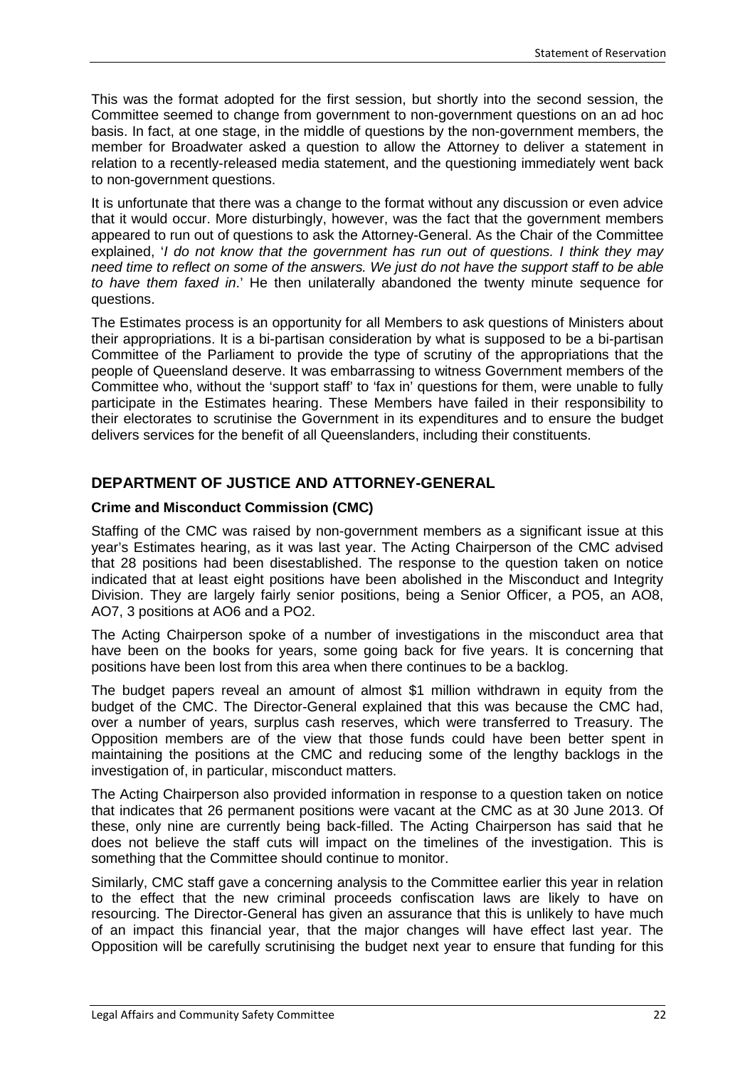This was the format adopted for the first session, but shortly into the second session, the Committee seemed to change from government to non-government questions on an ad hoc basis. In fact, at one stage, in the middle of questions by the non-government members, the member for Broadwater asked a question to allow the Attorney to deliver a statement in relation to a recently-released media statement, and the questioning immediately went back to non-government questions.

It is unfortunate that there was a change to the format without any discussion or even advice that it would occur. More disturbingly, however, was the fact that the government members appeared to run out of questions to ask the Attorney-General. As the Chair of the Committee explained, '*I do not know that the government has run out of questions. I think they may need time to reflect on some of the answers. We just do not have the support staff to be able to have them faxed in*.' He then unilaterally abandoned the twenty minute sequence for questions.

The Estimates process is an opportunity for all Members to ask questions of Ministers about their appropriations. It is a bi-partisan consideration by what is supposed to be a bi-partisan Committee of the Parliament to provide the type of scrutiny of the appropriations that the people of Queensland deserve. It was embarrassing to witness Government members of the Committee who, without the 'support staff' to 'fax in' questions for them, were unable to fully participate in the Estimates hearing. These Members have failed in their responsibility to their electorates to scrutinise the Government in its expenditures and to ensure the budget delivers services for the benefit of all Queenslanders, including their constituents.

## DEPARTMENT OF JUSTICE AND ATTORNEY-GENERAL

### Crime and Misconduct Commission (CMC)

Staffing of the CMC was raised by non-government members as a significant issue at this year's Estimates hearing, as it was last year. The Acting Chairperson of the CMC advised that 28 positions had been disestablished. The response to the question taken on notice indicated that at least eight positions have been abolished in the Misconduct and Integrity Division. They are largely fairly senior positions, being a Senior Officer, a PO5, an AO8, AO7, 3 positions at AO6 and a PO2.

The Acting Chairperson spoke of a number of investigations in the misconduct area that have been on the books for years, some going back for five years. It is concerning that positions have been lost from this area when there continues to be a backlog.

The budget papers reveal an amount of almost $1 million withdrawn in equity from the budget of the CMC. The Director-General explained that this was because the CMC had, over a number of years, surplus cash reserves, which were transferred to Treasury. The Opposition members are of the view that those funds could have been better spent in maintaining the positions at the CMC and reducing some of the lengthy backlogs in the investigation of, in particular, misconduct matters.

The Acting Chairperson also provided information in response to a question taken on notice that indicates that 26 permanent positions were vacant at the CMC as at 30 June 2013. Of these, only nine are currently being back-filled. The Acting Chairperson has said that he does not believe the staff cuts will impact on the timelines of the investigation. This is something that the Committee should continue to monitor.

Similarly, CMC staff gave a concerning analysis to the Committee earlier this year in relation to the effect that the new criminal proceeds confiscation laws are likely to have on resourcing. The Director-General has given an assurance that this is unlikely to have much of an impact this financial year, that the major changes will have effect last year. The Opposition will be carefully scrutinising the budget next year to ensure that funding for this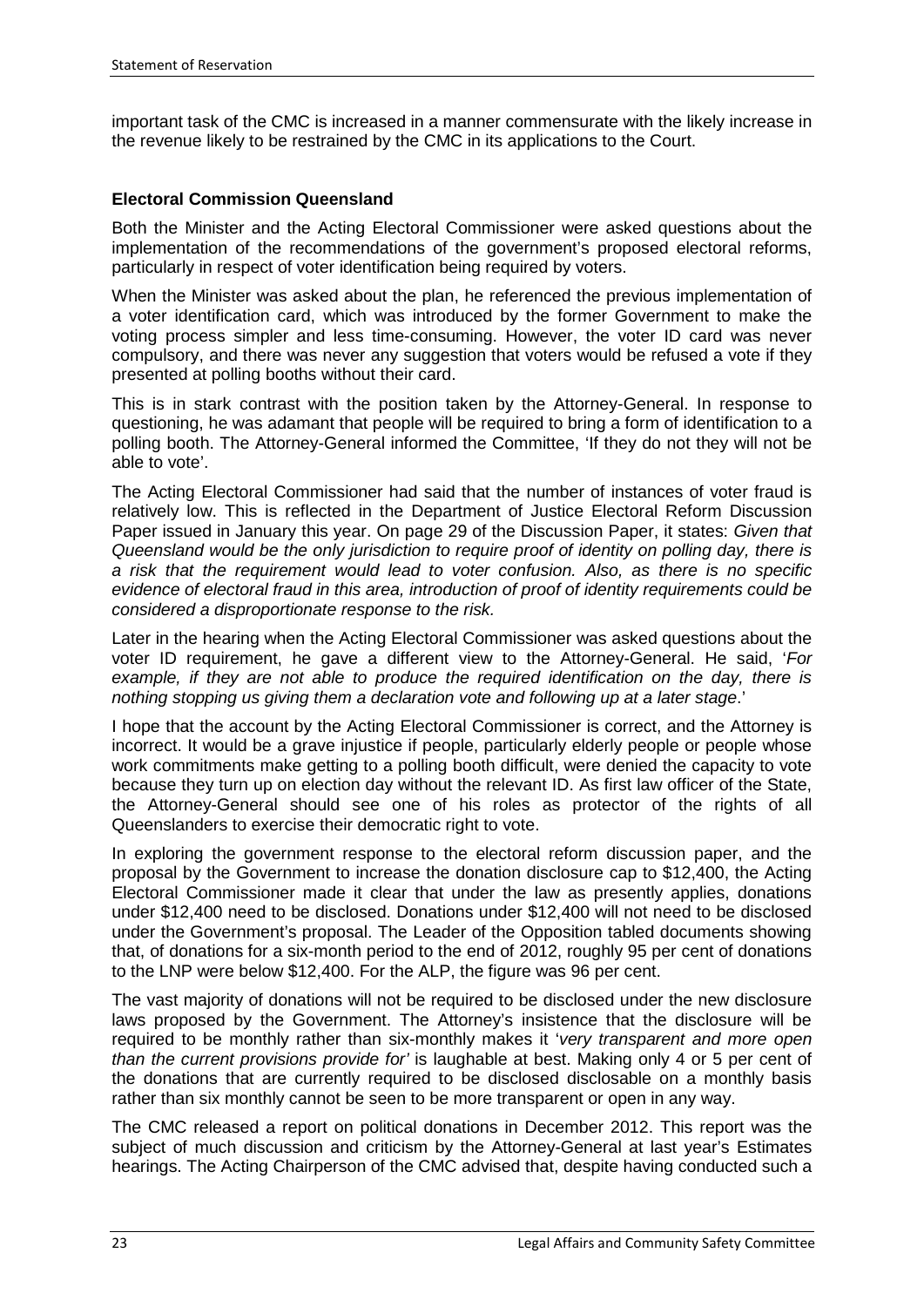important task of the CMC is increased in a manner commensurate with the likely increase in the revenue likely to be restrained by the CMC in its applications to the Court.

**Electoral Commission Queensland**

Both the Minister and the Acting Electoral Commissioner were asked questions about the implementation of the recommendations of the government's proposed electoral reforms, particularly in respect of voter identification being required by voters.

When the Minister was asked about the plan, he referenced the previous implementation of a voter identification card, which was introduced by the former Government to make the voting process simpler and less time-consuming. However, the voter ID card was never compulsory, and there was never any suggestion that voters would be refused a vote if they presented at polling booths without their card.

This is in stark contrast with the position taken by the Attorney-General. In response to questioning, he was adamant that people will be required to bring a form of identification to a polling booth. The Attorney-General informed the Committee, 'If they do not they will not be able to vote'.

The Acting Electoral Commissioner had said that the number of instances of voter fraud is relatively low. This is reflected in the Department of Justice Electoral Reform Discussion Paper issued in January this year. On page 29 of the Discussion Paper, it states: *Given that Queensland would be the only jurisdiction to require proof of identity on polling day, there is a risk that the requirement would lead to voter confusion. Also, as there is no specific evidence of electoral fraud in this area, introduction of proof of identity requirements could be considered a disproportionate response to the risk.*

Later in the hearing when the Acting Electoral Commissioner was asked questions about the voter ID requirement, he gave a different view to the Attorney-General. He said, '*For example, if they are not able to produce the required identification on the day, there is nothing stopping us giving them a declaration vote and following up at a later stage*.'

I hope that the account by the Acting Electoral Commissioner is correct, and the Attorney is incorrect. It would be a grave injustice if people, particularly elderly people or people whose work commitments make getting to a polling booth difficult, were denied the capacity to vote because they turn up on election day without the relevant ID. As first law officer of the State, the Attorney-General should see one of his roles as protector of the rights of all Queenslanders to exercise their democratic right to vote.

In exploring the government response to the electoral reform discussion paper, and the proposal by the Government to increase the donation disclosure cap to $12,400, the Acting Electoral Commissioner made it clear that under the law as presently applies, donations under $12,400 need to be disclosed. Donations under $12,400 will not need to be disclosed under the Government's proposal. The Leader of the Opposition tabled documents showing that, of donations for a six-month period to the end of 2012, roughly 95 per cent of donations to the LNP were below $12,400. For the ALP, the figure was 96 per cent.

The vast majority of donations will not be required to be disclosed under the new disclosure laws proposed by the Government. The Attorney's insistence that the disclosure will be required to be monthly rather than six-monthly makes it '*very transparent and more open than the current provisions provide for'* is laughable at best. Making only 4 or 5 per cent of the donations that are currently required to be disclosed disclosable on a monthly basis rather than six monthly cannot be seen to be more transparent or open in any way.

The CMC released a report on political donations in December 2012. This report was the subject of much discussion and criticism by the Attorney-General at last year's Estimates hearings. The Acting Chairperson of the CMC advised that, despite having conducted such a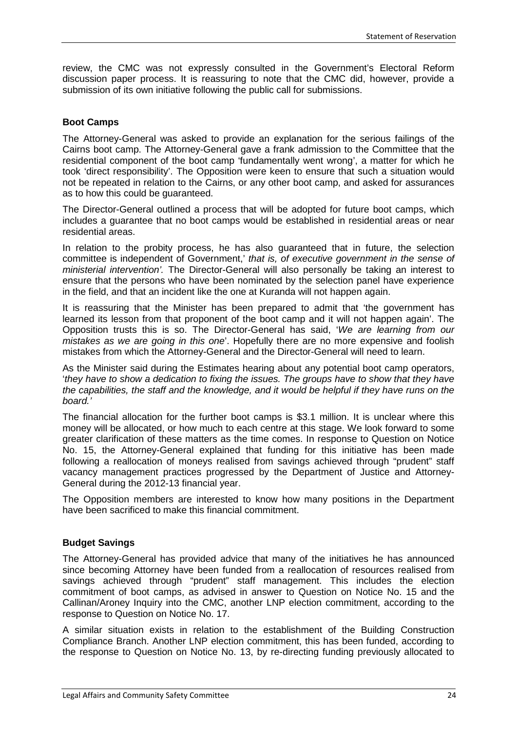review, the CMC was not expressly consulted in the Government's Electoral Reform discussion paper process. It is reassuring to note that the CMC did, however, provide a submission of its own initiative following the public call for submissions.

**Boot Camps**

The Attorney-General was asked to provide an explanation for the serious failings of the Cairns boot camp. The Attorney-General gave a frank admission to the Committee that the residential component of the boot camp 'fundamentally went wrong', a matter for which he took 'direct responsibility'. The Opposition were keen to ensure that such a situation would not be repeated in relation to the Cairns, or any other boot camp, and asked for assurances as to how this could be guaranteed.

The Director-General outlined a process that will be adopted for future boot camps, which includes a guarantee that no boot camps would be established in residential areas or near residential areas.

In relation to the probity process, he has also guaranteed that in future, the selection committee is independent of Government,' *that is, of executive government in the sense of ministerial intervention'.* The Director-General will also personally be taking an interest to ensure that the persons who have been nominated by the selection panel have experience in the field, and that an incident like the one at Kuranda will not happen again.

It is reassuring that the Minister has been prepared to admit that 'the government has learned its lesson from that proponent of the boot camp and it will not happen again'. The Opposition trusts this is so. The Director-General has said, '*We are learning from our mistakes as we are going in this one*'. Hopefully there are no more expensive and foolish mistakes from which the Attorney-General and the Director-General will need to learn.

As the Minister said during the Estimates hearing about any potential boot camp operators, '*they have to show a dedication to fixing the issues. The groups have to show that they have the capabilities, the staff and the knowledge, and it would be helpful if they have runs on the board.'*

The financial allocation for the further boot camps is $3.1 million. It is unclear where this money will be allocated, or how much to each centre at this stage. We look forward to some greater clarification of these matters as the time comes. In response to Question on Notice No. 15, the Attorney-General explained that funding for this initiative has been made following a reallocation of moneys realised from savings achieved through "prudent" staff vacancy management practices progressed by the Department of Justice and Attorney-General during the 2012-13 financial year.

The Opposition members are interested to know how many positions in the Department have been sacrificed to make this financial commitment.

**Budget Savings**

The Attorney-General has provided advice that many of the initiatives he has announced since becoming Attorney have been funded from a reallocation of resources realised from savings achieved through "prudent" staff management. This includes the election commitment of boot camps, as advised in answer to Question on Notice No. 15 and the Callinan/Aroney Inquiry into the CMC, another LNP election commitment, according to the response to Question on Notice No. 17.

A similar situation exists in relation to the establishment of the Building Construction Compliance Branch. Another LNP election commitment, this has been funded, according to the response to Question on Notice No. 13, by re-directing funding previously allocated to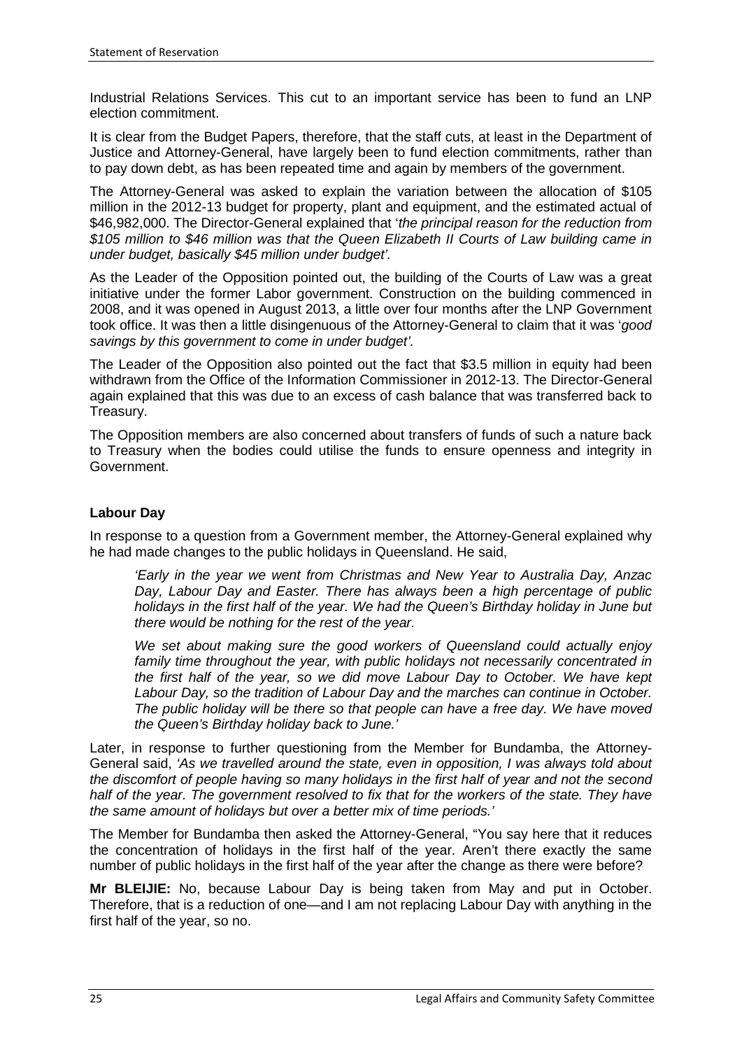Industrial Relations Services. This cut to an important service has been to fund an LNP election commitment.

It is clear from the Budget Papers, therefore, that the staff cuts, at least in the Department of Justice and Attorney-General, have largely been to fund election commitments, rather than to pay down debt, as has been repeated time and again by members of the government.

The Attorney-General was asked to explain the variation between the allocation of $105 million in the 2012-13 budget for property, plant and equipment, and the estimated actual of $46,982,000. The Director-General explained that '*the principal reason for the reduction from $105 million to $46 million was that the Queen Elizabeth II Courts of Law building came in under budget, basically $45 million under budget'.*

As the Leader of the Opposition pointed out, the building of the Courts of Law was a great initiative under the former Labor government. Construction on the building commenced in 2008, and it was opened in August 2013, a little over four months after the LNP Government took office. It was then a little disingenuous of the Attorney-General to claim that it was '*good savings by this government to come in under budget'.*

The Leader of the Opposition also pointed out the fact that $3.5 million in equity had been withdrawn from the Office of the Information Commissioner in 2012-13. The Director-General again explained that this was due to an excess of cash balance that was transferred back to Treasury.

The Opposition members are also concerned about transfers of funds of such a nature back to Treasury when the bodies could utilise the funds to ensure openness and integrity in Government.

**Labour Day**

In response to a question from a Government member, the Attorney-General explained why he had made changes to the public holidays in Queensland. He said,

> *'Early in the year we went from Christmas and New Year to Australia Day, Anzac Day, Labour Day and Easter. There has always been a high percentage of public holidays in the first half of the year. We had the Queen's Birthday holiday in June but there would be nothing for the rest of the year.*
>
> *We set about making sure the good workers of Queensland could actually enjoy family time throughout the year, with public holidays not necessarily concentrated in the first half of the year, so we did move Labour Day to October. We have kept Labour Day, so the tradition of Labour Day and the marches can continue in October. The public holiday will be there so that people can have a free day. We have moved the Queen's Birthday holiday back to June.'*

Later, in response to further questioning from the Member for Bundamba, the Attorney-General said, *'As we travelled around the state, even in opposition, I was always told about the discomfort of people having so many holidays in the first half of year and not the second half of the year. The government resolved to fix that for the workers of the state. They have the same amount of holidays but over a better mix of time periods.'*

The Member for Bundamba then asked the Attorney-General, "You say here that it reduces the concentration of holidays in the first half of the year. Aren't there exactly the same number of public holidays in the first half of the year after the change as there were before?

**Mr BLEIJIE:** No, because Labour Day is being taken from May and put in October. Therefore, that is a reduction of one—and I am not replacing Labour Day with anything in the first half of the year, so no.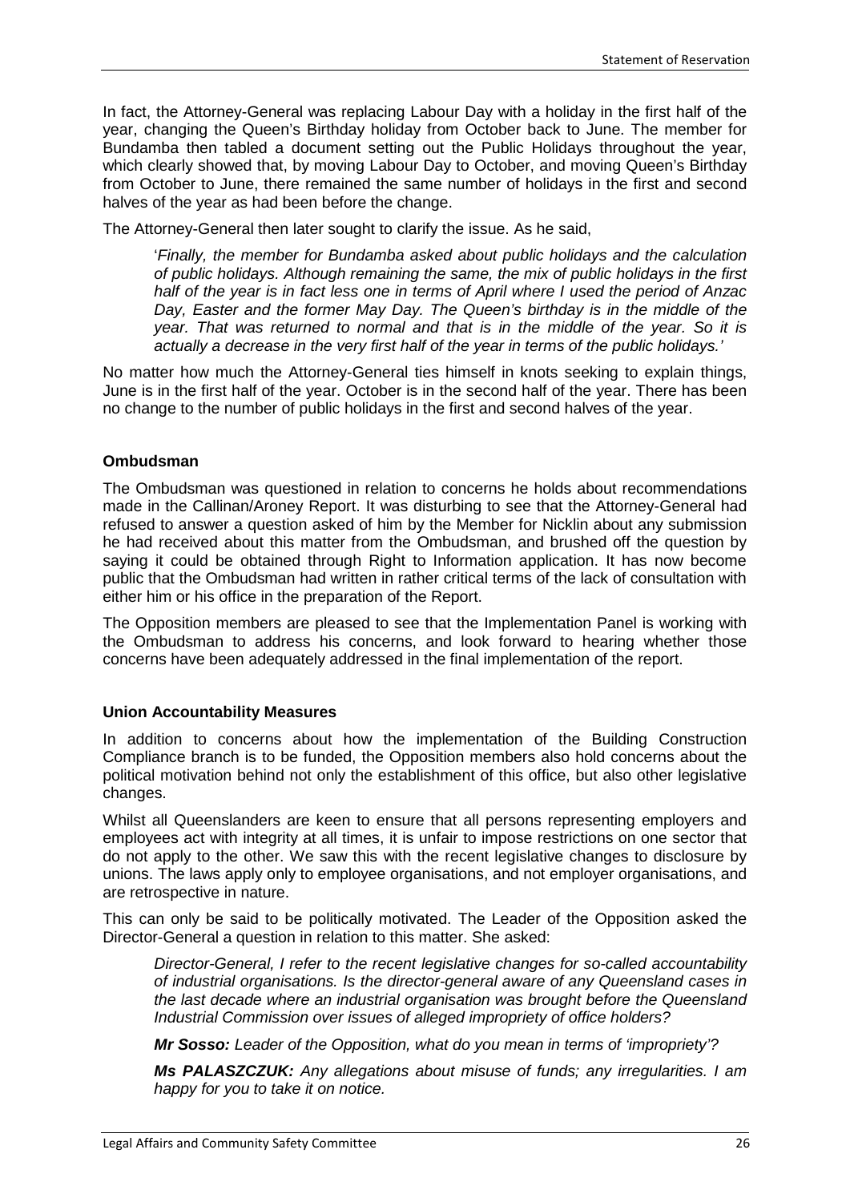In fact, the Attorney-General was replacing Labour Day with a holiday in the first half of the year, changing the Queen's Birthday holiday from October back to June. The member for Bundamba then tabled a document setting out the Public Holidays throughout the year, which clearly showed that, by moving Labour Day to October, and moving Queen's Birthday from October to June, there remained the same number of holidays in the first and second halves of the year as had been before the change.

The Attorney-General then later sought to clarify the issue. As he said,

> '*Finally, the member for Bundamba asked about public holidays and the calculation of public holidays. Although remaining the same, the mix of public holidays in the first half of the year is in fact less one in terms of April where I used the period of Anzac Day, Easter and the former May Day. The Queen's birthday is in the middle of the year. That was returned to normal and that is in the middle of the year. So it is actually a decrease in the very first half of the year in terms of the public holidays.*'

No matter how much the Attorney-General ties himself in knots seeking to explain things, June is in the first half of the year. October is in the second half of the year. There has been no change to the number of public holidays in the first and second halves of the year.

**Ombudsman**

The Ombudsman was questioned in relation to concerns he holds about recommendations made in the Callinan/Aroney Report. It was disturbing to see that the Attorney-General had refused to answer a question asked of him by the Member for Nicklin about any submission he had received about this matter from the Ombudsman, and brushed off the question by saying it could be obtained through Right to Information application. It has now become public that the Ombudsman had written in rather critical terms of the lack of consultation with either him or his office in the preparation of the Report.

The Opposition members are pleased to see that the Implementation Panel is working with the Ombudsman to address his concerns, and look forward to hearing whether those concerns have been adequately addressed in the final implementation of the report.

**Union Accountability Measures**

In addition to concerns about how the implementation of the Building Construction Compliance branch is to be funded, the Opposition members also hold concerns about the political motivation behind not only the establishment of this office, but also other legislative changes.

Whilst all Queenslanders are keen to ensure that all persons representing employers and employees act with integrity at all times, it is unfair to impose restrictions on one sector that do not apply to the other. We saw this with the recent legislative changes to disclosure by unions. The laws apply only to employee organisations, and not employer organisations, and are retrospective in nature.

This can only be said to be politically motivated. The Leader of the Opposition asked the Director-General a question in relation to this matter. She asked:

> *Director-General, I refer to the recent legislative changes for so-called accountability of industrial organisations. Is the director-general aware of any Queensland cases in the last decade where an industrial organisation was brought before the Queensland Industrial Commission over issues of alleged impropriety of office holders?*
>
> ***Mr Sosso:*** *Leader of the Opposition, what do you mean in terms of 'impropriety'?*
>
> ***Ms PALASZCZUK:*** *Any allegations about misuse of funds; any irregularities. I am happy for you to take it on notice.*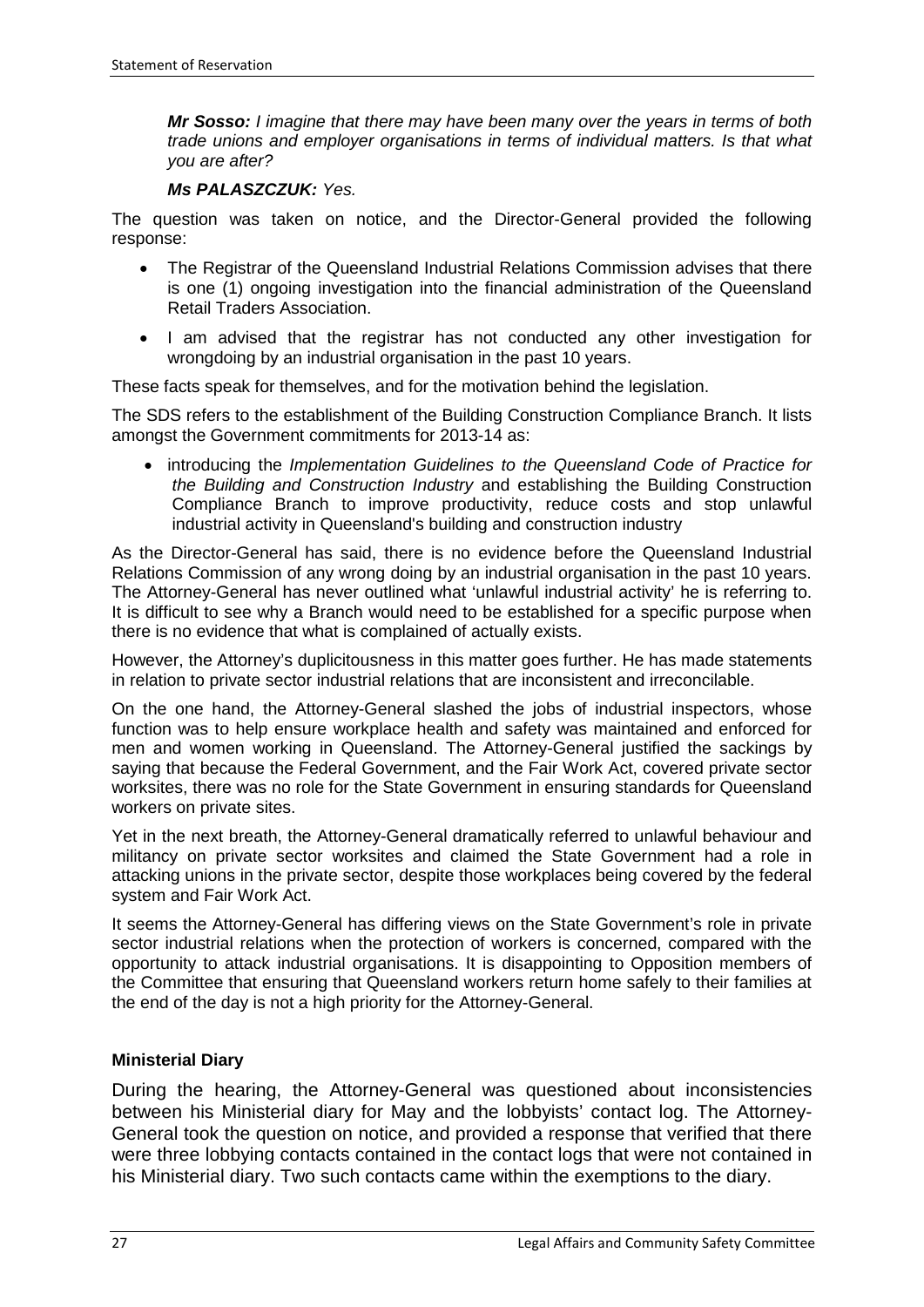***Mr Sosso:** I imagine that there may have been many over the years in terms of both trade unions and employer organisations in terms of individual matters. Is that what you are after?*

***Ms PALASZCZUK:** Yes.*

The question was taken on notice, and the Director-General provided the following response:

- The Registrar of the Queensland Industrial Relations Commission advises that there is one (1) ongoing investigation into the financial administration of the Queensland Retail Traders Association.
- I am advised that the registrar has not conducted any other investigation for wrongdoing by an industrial organisation in the past 10 years.

These facts speak for themselves, and for the motivation behind the legislation.

The SDS refers to the establishment of the Building Construction Compliance Branch. It lists amongst the Government commitments for 2013-14 as:

- introducing the *Implementation Guidelines to the Queensland Code of Practice for the Building and Construction Industry* and establishing the Building Construction Compliance Branch to improve productivity, reduce costs and stop unlawful industrial activity in Queensland's building and construction industry

As the Director-General has said, there is no evidence before the Queensland Industrial Relations Commission of any wrong doing by an industrial organisation in the past 10 years. The Attorney-General has never outlined what 'unlawful industrial activity' he is referring to. It is difficult to see why a Branch would need to be established for a specific purpose when there is no evidence that what is complained of actually exists.

However, the Attorney's duplicitousness in this matter goes further. He has made statements in relation to private sector industrial relations that are inconsistent and irreconcilable.

On the one hand, the Attorney-General slashed the jobs of industrial inspectors, whose function was to help ensure workplace health and safety was maintained and enforced for men and women working in Queensland. The Attorney-General justified the sackings by saying that because the Federal Government, and the Fair Work Act, covered private sector worksites, there was no role for the State Government in ensuring standards for Queensland workers on private sites.

Yet in the next breath, the Attorney-General dramatically referred to unlawful behaviour and militancy on private sector worksites and claimed the State Government had a role in attacking unions in the private sector, despite those workplaces being covered by the federal system and Fair Work Act.

It seems the Attorney-General has differing views on the State Government's role in private sector industrial relations when the protection of workers is concerned, compared with the opportunity to attack industrial organisations. It is disappointing to Opposition members of the Committee that ensuring that Queensland workers return home safely to their families at the end of the day is not a high priority for the Attorney-General.

**Ministerial Diary**

During the hearing, the Attorney-General was questioned about inconsistencies between his Ministerial diary for May and the lobbyists' contact log. The Attorney-General took the question on notice, and provided a response that verified that there were three lobbying contacts contained in the contact logs that were not contained in his Ministerial diary. Two such contacts came within the exemptions to the diary.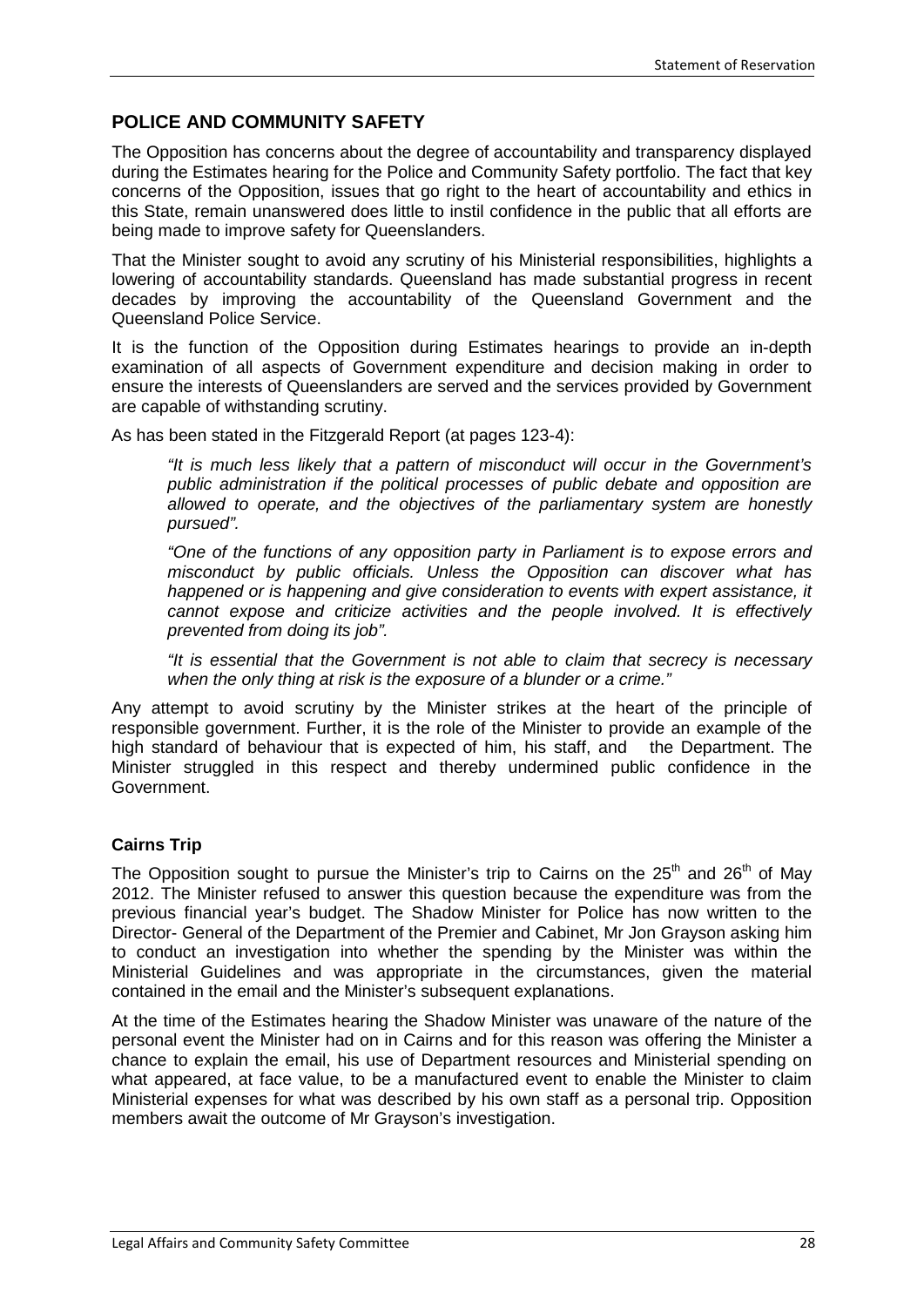## POLICE AND COMMUNITY SAFETY

The Opposition has concerns about the degree of accountability and transparency displayed during the Estimates hearing for the Police and Community Safety portfolio. The fact that key concerns of the Opposition, issues that go right to the heart of accountability and ethics in this State, remain unanswered does little to instil confidence in the public that all efforts are being made to improve safety for Queenslanders.

That the Minister sought to avoid any scrutiny of his Ministerial responsibilities, highlights a lowering of accountability standards. Queensland has made substantial progress in recent decades by improving the accountability of the Queensland Government and the Queensland Police Service.

It is the function of the Opposition during Estimates hearings to provide an in-depth examination of all aspects of Government expenditure and decision making in order to ensure the interests of Queenslanders are served and the services provided by Government are capable of withstanding scrutiny.

As has been stated in the Fitzgerald Report (at pages 123-4):

> *"It is much less likely that a pattern of misconduct will occur in the Government's public administration if the political processes of public debate and opposition are allowed to operate, and the objectives of the parliamentary system are honestly pursued".*
>
> *"One of the functions of any opposition party in Parliament is to expose errors and misconduct by public officials. Unless the Opposition can discover what has happened or is happening and give consideration to events with expert assistance, it cannot expose and criticize activities and the people involved. It is effectively prevented from doing its job".*
>
> *"It is essential that the Government is not able to claim that secrecy is necessary when the only thing at risk is the exposure of a blunder or a crime."*

Any attempt to avoid scrutiny by the Minister strikes at the heart of the principle of responsible government. Further, it is the role of the Minister to provide an example of the high standard of behaviour that is expected of him, his staff, and the Department. The Minister struggled in this respect and thereby undermined public confidence in the Government.

### Cairns Trip

The Opposition sought to pursue the Minister's trip to Cairns on the 25th and 26th of May 2012. The Minister refused to answer this question because the expenditure was from the previous financial year's budget. The Shadow Minister for Police has now written to the Director- General of the Department of the Premier and Cabinet, Mr Jon Grayson asking him to conduct an investigation into whether the spending by the Minister was within the Ministerial Guidelines and was appropriate in the circumstances, given the material contained in the email and the Minister's subsequent explanations.

At the time of the Estimates hearing the Shadow Minister was unaware of the nature of the personal event the Minister had on in Cairns and for this reason was offering the Minister a chance to explain the email, his use of Department resources and Ministerial spending on what appeared, at face value, to be a manufactured event to enable the Minister to claim Ministerial expenses for what was described by his own staff as a personal trip. Opposition members await the outcome of Mr Grayson's investigation.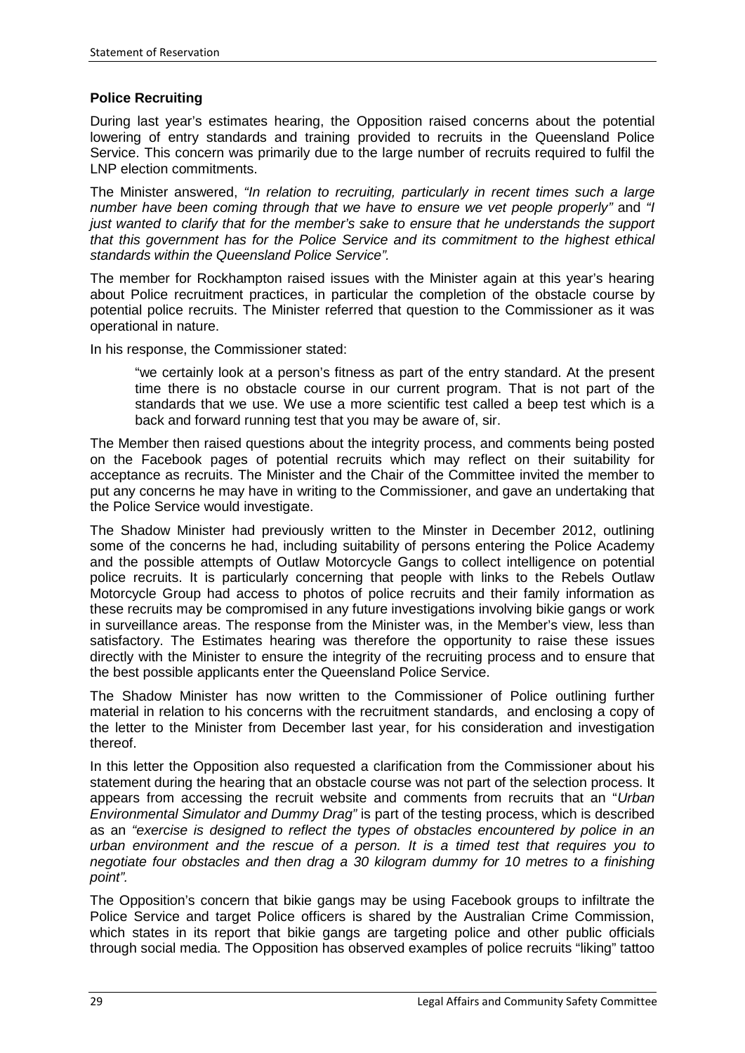### Police Recruiting

During last year's estimates hearing, the Opposition raised concerns about the potential lowering of entry standards and training provided to recruits in the Queensland Police Service. This concern was primarily due to the large number of recruits required to fulfil the LNP election commitments.

The Minister answered, *"In relation to recruiting, particularly in recent times such a large number have been coming through that we have to ensure we vet people properly"* and *"I just wanted to clarify that for the member's sake to ensure that he understands the support that this government has for the Police Service and its commitment to the highest ethical standards within the Queensland Police Service".*

The member for Rockhampton raised issues with the Minister again at this year's hearing about Police recruitment practices, in particular the completion of the obstacle course by potential police recruits. The Minister referred that question to the Commissioner as it was operational in nature.

In his response, the Commissioner stated:

> "we certainly look at a person's fitness as part of the entry standard. At the present time there is no obstacle course in our current program. That is not part of the standards that we use. We use a more scientific test called a beep test which is a back and forward running test that you may be aware of, sir.

The Member then raised questions about the integrity process, and comments being posted on the Facebook pages of potential recruits which may reflect on their suitability for acceptance as recruits. The Minister and the Chair of the Committee invited the member to put any concerns he may have in writing to the Commissioner, and gave an undertaking that the Police Service would investigate.

The Shadow Minister had previously written to the Minster in December 2012, outlining some of the concerns he had, including suitability of persons entering the Police Academy and the possible attempts of Outlaw Motorcycle Gangs to collect intelligence on potential police recruits. It is particularly concerning that people with links to the Rebels Outlaw Motorcycle Group had access to photos of police recruits and their family information as these recruits may be compromised in any future investigations involving bikie gangs or work in surveillance areas. The response from the Minister was, in the Member's view, less than satisfactory. The Estimates hearing was therefore the opportunity to raise these issues directly with the Minister to ensure the integrity of the recruiting process and to ensure that the best possible applicants enter the Queensland Police Service.

The Shadow Minister has now written to the Commissioner of Police outlining further material in relation to his concerns with the recruitment standards, and enclosing a copy of the letter to the Minister from December last year, for his consideration and investigation thereof.

In this letter the Opposition also requested a clarification from the Commissioner about his statement during the hearing that an obstacle course was not part of the selection process. It appears from accessing the recruit website and comments from recruits that an "*Urban Environmental Simulator and Dummy Drag"* is part of the testing process, which is described as an *"exercise is designed to reflect the types of obstacles encountered by police in an urban environment and the rescue of a person. It is a timed test that requires you to negotiate four obstacles and then drag a 30 kilogram dummy for 10 metres to a finishing point".*

The Opposition's concern that bikie gangs may be using Facebook groups to infiltrate the Police Service and target Police officers is shared by the Australian Crime Commission, which states in its report that bikie gangs are targeting police and other public officials through social media. The Opposition has observed examples of police recruits "liking" tattoo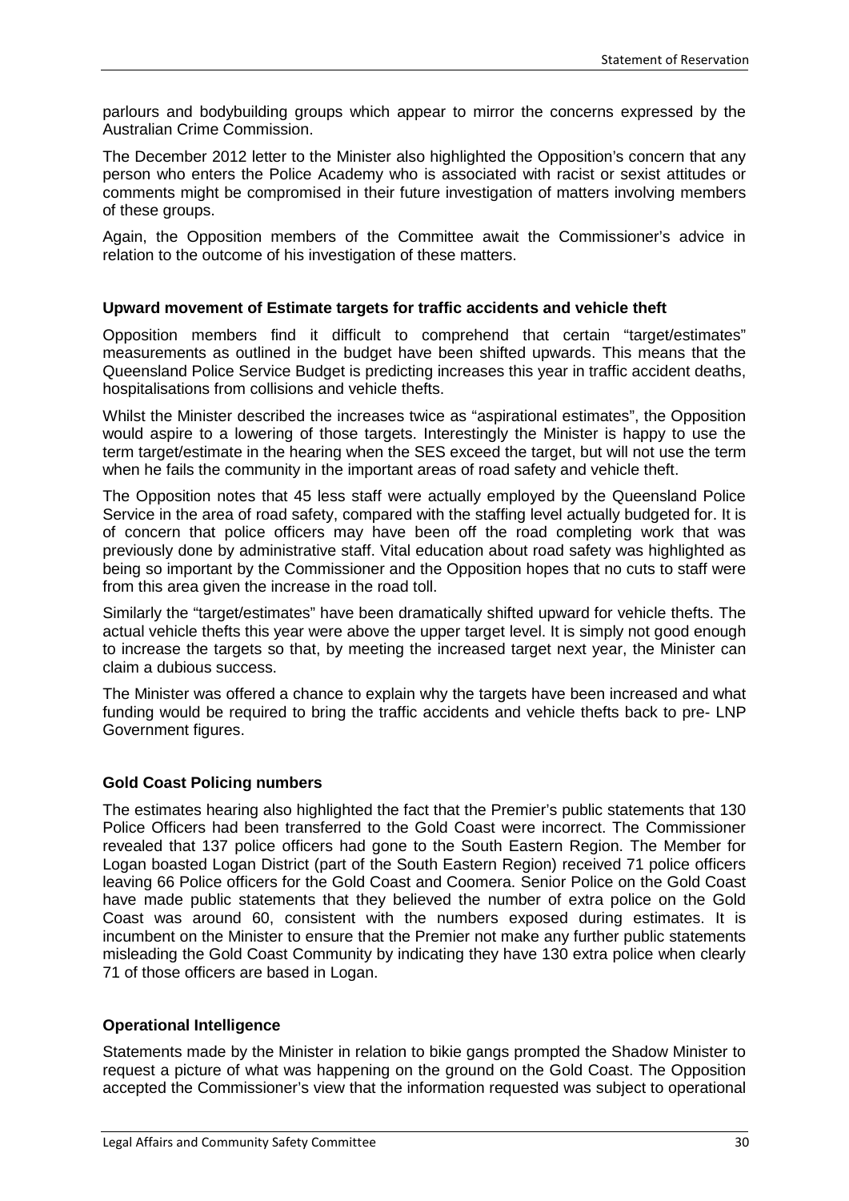parlours and bodybuilding groups which appear to mirror the concerns expressed by the Australian Crime Commission.

The December 2012 letter to the Minister also highlighted the Opposition's concern that any person who enters the Police Academy who is associated with racist or sexist attitudes or comments might be compromised in their future investigation of matters involving members of these groups.

Again, the Opposition members of the Committee await the Commissioner's advice in relation to the outcome of his investigation of these matters.

**Upward movement of Estimate targets for traffic accidents and vehicle theft**

Opposition members find it difficult to comprehend that certain "target/estimates" measurements as outlined in the budget have been shifted upwards. This means that the Queensland Police Service Budget is predicting increases this year in traffic accident deaths, hospitalisations from collisions and vehicle thefts.

Whilst the Minister described the increases twice as "aspirational estimates", the Opposition would aspire to a lowering of those targets. Interestingly the Minister is happy to use the term target/estimate in the hearing when the SES exceed the target, but will not use the term when he fails the community in the important areas of road safety and vehicle theft.

The Opposition notes that 45 less staff were actually employed by the Queensland Police Service in the area of road safety, compared with the staffing level actually budgeted for. It is of concern that police officers may have been off the road completing work that was previously done by administrative staff. Vital education about road safety was highlighted as being so important by the Commissioner and the Opposition hopes that no cuts to staff were from this area given the increase in the road toll.

Similarly the "target/estimates" have been dramatically shifted upward for vehicle thefts. The actual vehicle thefts this year were above the upper target level. It is simply not good enough to increase the targets so that, by meeting the increased target next year, the Minister can claim a dubious success.

The Minister was offered a chance to explain why the targets have been increased and what funding would be required to bring the traffic accidents and vehicle thefts back to pre- LNP Government figures.

**Gold Coast Policing numbers**

The estimates hearing also highlighted the fact that the Premier's public statements that 130 Police Officers had been transferred to the Gold Coast were incorrect. The Commissioner revealed that 137 police officers had gone to the South Eastern Region. The Member for Logan boasted Logan District (part of the South Eastern Region) received 71 police officers leaving 66 Police officers for the Gold Coast and Coomera. Senior Police on the Gold Coast have made public statements that they believed the number of extra police on the Gold Coast was around 60, consistent with the numbers exposed during estimates. It is incumbent on the Minister to ensure that the Premier not make any further public statements misleading the Gold Coast Community by indicating they have 130 extra police when clearly 71 of those officers are based in Logan.

**Operational Intelligence**

Statements made by the Minister in relation to bikie gangs prompted the Shadow Minister to request a picture of what was happening on the ground on the Gold Coast. The Opposition accepted the Commissioner's view that the information requested was subject to operational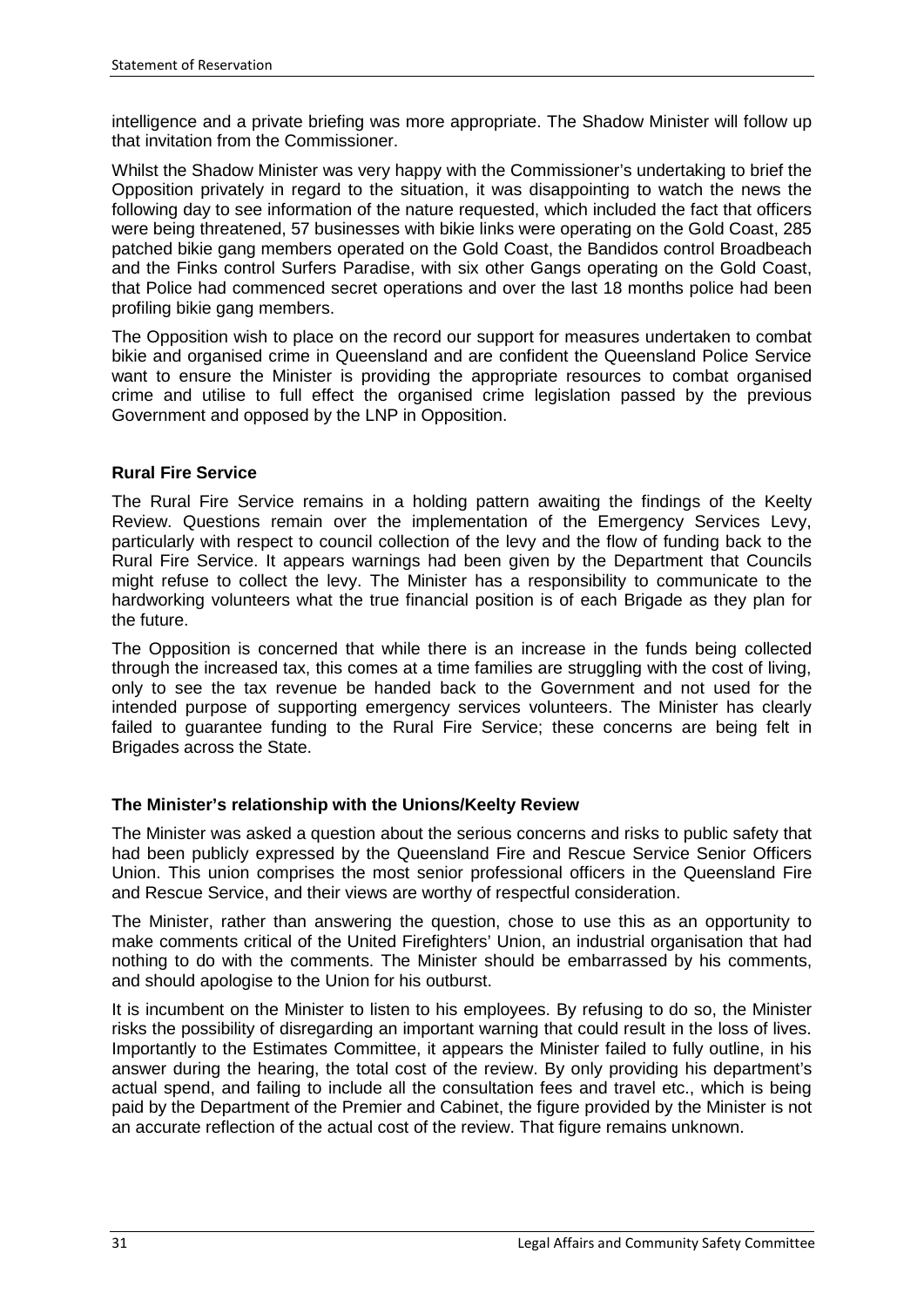intelligence and a private briefing was more appropriate. The Shadow Minister will follow up that invitation from the Commissioner.

Whilst the Shadow Minister was very happy with the Commissioner's undertaking to brief the Opposition privately in regard to the situation, it was disappointing to watch the news the following day to see information of the nature requested, which included the fact that officers were being threatened, 57 businesses with bikie links were operating on the Gold Coast, 285 patched bikie gang members operated on the Gold Coast, the Bandidos control Broadbeach and the Finks control Surfers Paradise, with six other Gangs operating on the Gold Coast, that Police had commenced secret operations and over the last 18 months police had been profiling bikie gang members.

The Opposition wish to place on the record our support for measures undertaken to combat bikie and organised crime in Queensland and are confident the Queensland Police Service want to ensure the Minister is providing the appropriate resources to combat organised crime and utilise to full effect the organised crime legislation passed by the previous Government and opposed by the LNP in Opposition.

**Rural Fire Service**

The Rural Fire Service remains in a holding pattern awaiting the findings of the Keelty Review. Questions remain over the implementation of the Emergency Services Levy, particularly with respect to council collection of the levy and the flow of funding back to the Rural Fire Service. It appears warnings had been given by the Department that Councils might refuse to collect the levy. The Minister has a responsibility to communicate to the hardworking volunteers what the true financial position is of each Brigade as they plan for the future.

The Opposition is concerned that while there is an increase in the funds being collected through the increased tax, this comes at a time families are struggling with the cost of living, only to see the tax revenue be handed back to the Government and not used for the intended purpose of supporting emergency services volunteers. The Minister has clearly failed to guarantee funding to the Rural Fire Service; these concerns are being felt in Brigades across the State.

**The Minister's relationship with the Unions/Keelty Review**

The Minister was asked a question about the serious concerns and risks to public safety that had been publicly expressed by the Queensland Fire and Rescue Service Senior Officers Union. This union comprises the most senior professional officers in the Queensland Fire and Rescue Service, and their views are worthy of respectful consideration.

The Minister, rather than answering the question, chose to use this as an opportunity to make comments critical of the United Firefighters' Union, an industrial organisation that had nothing to do with the comments. The Minister should be embarrassed by his comments, and should apologise to the Union for his outburst.

It is incumbent on the Minister to listen to his employees. By refusing to do so, the Minister risks the possibility of disregarding an important warning that could result in the loss of lives. Importantly to the Estimates Committee, it appears the Minister failed to fully outline, in his answer during the hearing, the total cost of the review. By only providing his department's actual spend, and failing to include all the consultation fees and travel etc., which is being paid by the Department of the Premier and Cabinet, the figure provided by the Minister is not an accurate reflection of the actual cost of the review. That figure remains unknown.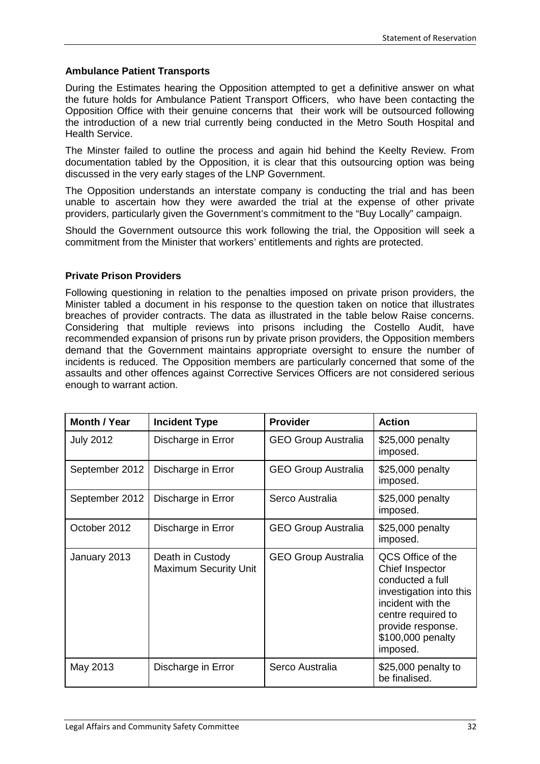### Ambulance Patient Transports

During the Estimates hearing the Opposition attempted to get a definitive answer on what the future holds for Ambulance Patient Transport Officers, who have been contacting the Opposition Office with their genuine concerns that their work will be outsourced following the introduction of a new trial currently being conducted in the Metro South Hospital and Health Service.

The Minster failed to outline the process and again hid behind the Keelty Review. From documentation tabled by the Opposition, it is clear that this outsourcing option was being discussed in the very early stages of the LNP Government.

The Opposition understands an interstate company is conducting the trial and has been unable to ascertain how they were awarded the trial at the expense of other private providers, particularly given the Government's commitment to the "Buy Locally" campaign.

Should the Government outsource this work following the trial, the Opposition will seek a commitment from the Minister that workers' entitlements and rights are protected.

### Private Prison Providers

Following questioning in relation to the penalties imposed on private prison providers, the Minister tabled a document in his response to the question taken on notice that illustrates breaches of provider contracts. The data as illustrated in the table below Raise concerns. Considering that multiple reviews into prisons including the Costello Audit, have recommended expansion of prisons run by private prison providers, the Opposition members demand that the Government maintains appropriate oversight to ensure the number of incidents is reduced. The Opposition members are particularly concerned that some of the assaults and other offences against Corrective Services Officers are not considered serious enough to warrant action.

| Month / Year | Incident Type | Provider | Action |
|---|---|---|---|
| July 2012 | Discharge in Error | GEO Group Australia | $25,000 penalty imposed. |
| September 2012 | Discharge in Error | GEO Group Australia | $25,000 penalty imposed. |
| September 2012 | Discharge in Error | Serco Australia | $25,000 penalty imposed. |
| October 2012 | Discharge in Error | GEO Group Australia | $25,000 penalty imposed. |
| January 2013 | Death in Custody Maximum Security Unit | GEO Group Australia | QCS Office of the Chief Inspector conducted a full investigation into this incident with the centre required to provide response. $100,000 penalty imposed. |
| May 2013 | Discharge in Error | Serco Australia | $25,000 penalty to be finalised. |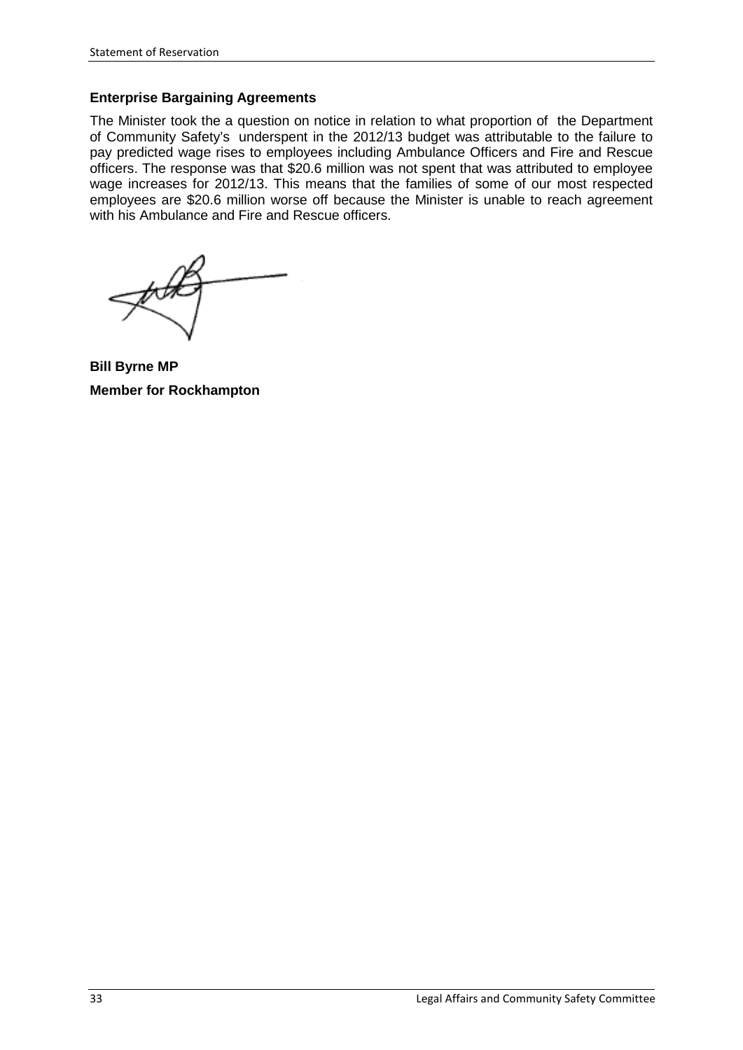## Enterprise Bargaining Agreements

The Minister took the a question on notice in relation to what proportion of the Department of Community Safety's underspent in the 2012/13 budget was attributable to the failure to pay predicted wage rises to employees including Ambulance Officers and Fire and Rescue officers. The response was that $20.6 million was not spent that was attributed to employee wage increases for 2012/13. This means that the families of some of our most respected employees are $20.6 million worse off because the Minister is unable to reach agreement with his Ambulance and Fire and Rescue officers.

**Bill Byrne MP**

**Member for Rockhampton**